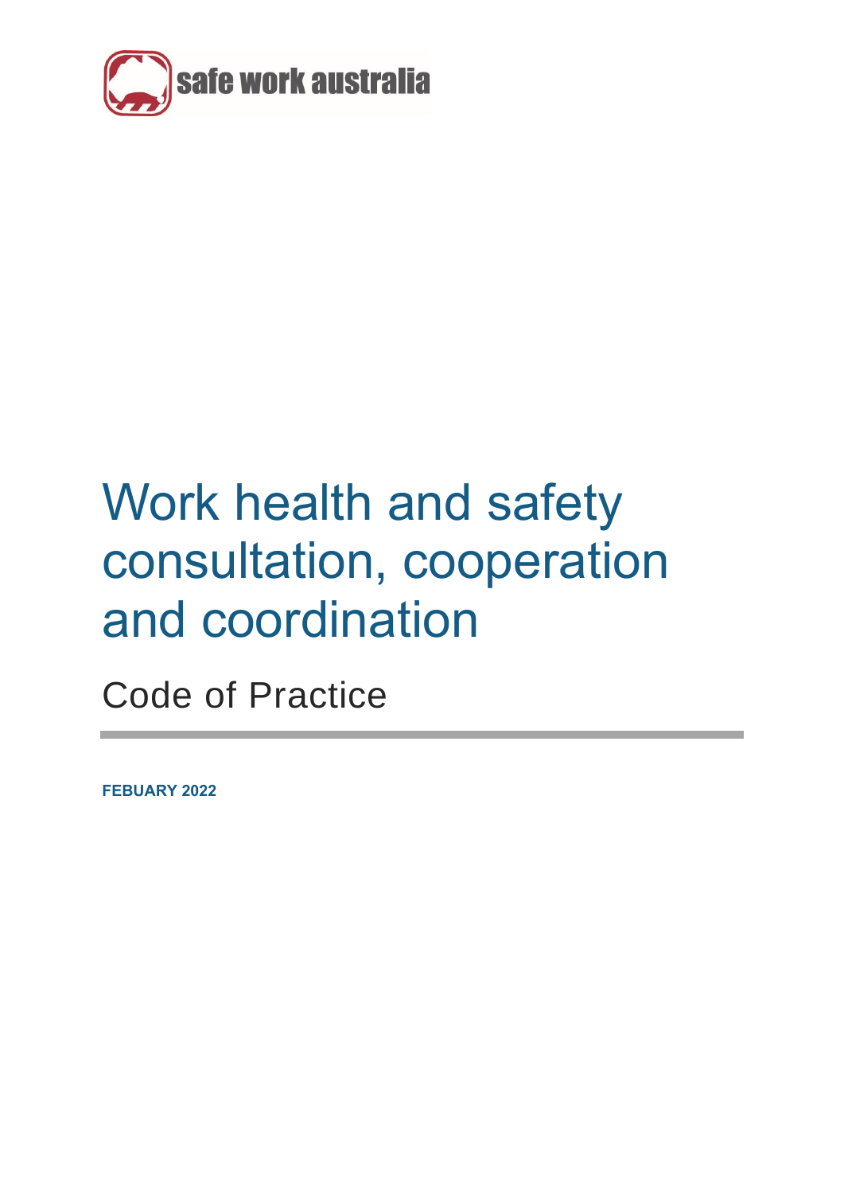safe work australia

# Work health and safety consultation, cooperation and coordination

## Code of Practice

**FEBUARY 2022**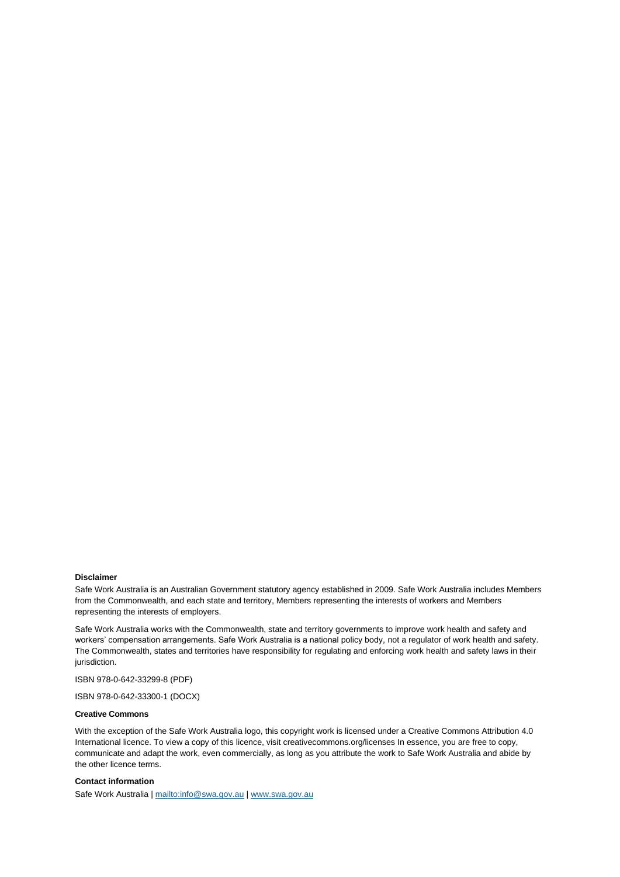**Disclaimer**

Safe Work Australia is an Australian Government statutory agency established in 2009. Safe Work Australia includes Members from the Commonwealth, and each state and territory, Members representing the interests of workers and Members representing the interests of employers.

Safe Work Australia works with the Commonwealth, state and territory governments to improve work health and safety and workers' compensation arrangements. Safe Work Australia is a national policy body, not a regulator of work health and safety. The Commonwealth, states and territories have responsibility for regulating and enforcing work health and safety laws in their jurisdiction.

ISBN 978-0-642-33299-8 (PDF)

ISBN 978-0-642-33300-1 (DOCX)

**Creative Commons**

With the exception of the Safe Work Australia logo, this copyright work is licensed under a Creative Commons Attribution 4.0 International licence. To view a copy of this licence, visit creativecommons.org/licenses In essence, you are free to copy, communicate and adapt the work, even commercially, as long as you attribute the work to Safe Work Australia and abide by the other licence terms.

**Contact information**

Safe Work Australia | mailto:info@swa.gov.au | www.swa.gov.au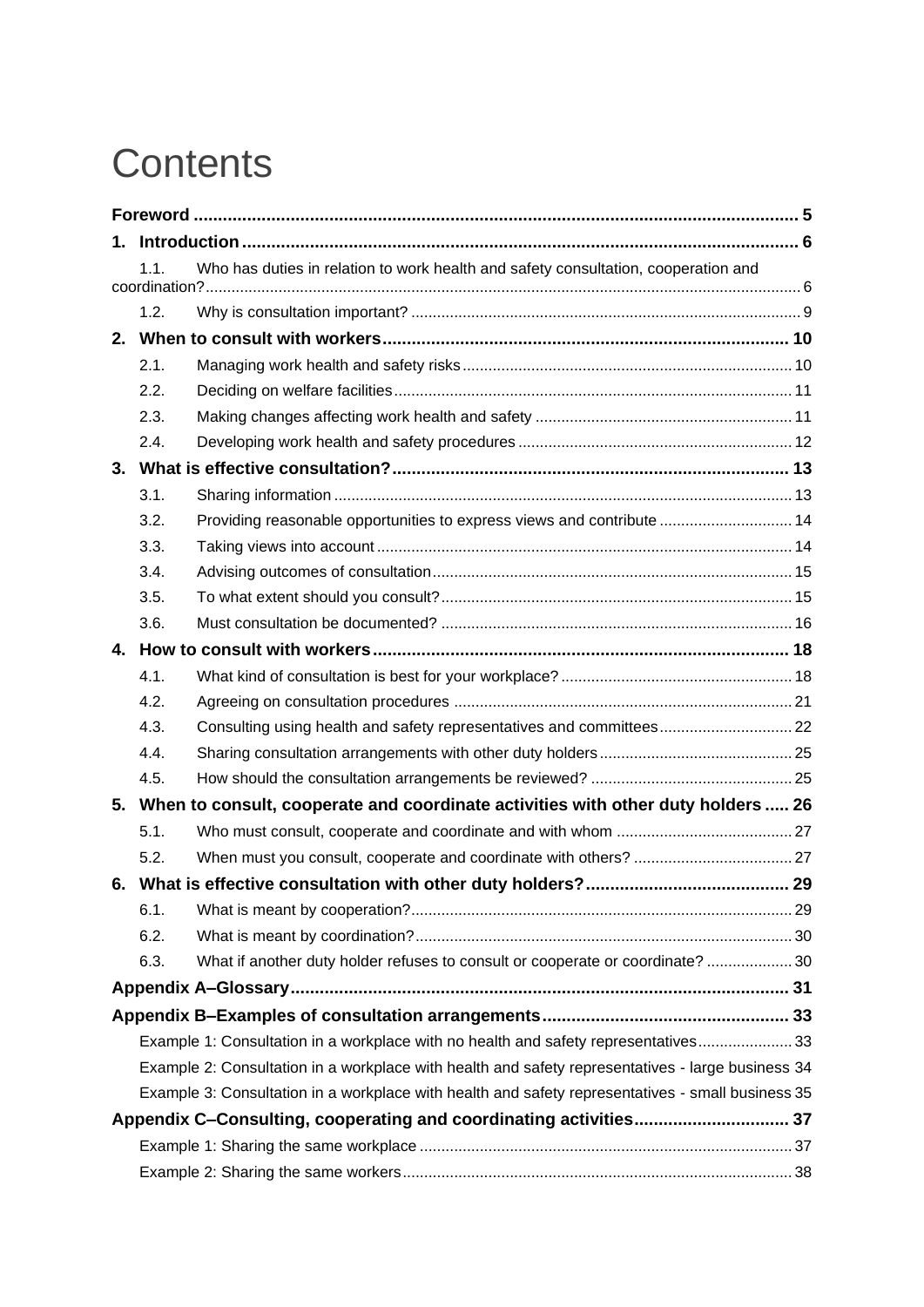# Contents

**Foreword** ..... 5

**1. Introduction** ..... 6

- 1.1. Who has duties in relation to work health and safety consultation, cooperation and coordination? ..... 6
- 1.2. Why is consultation important? ..... 9

**2. When to consult with workers** ..... 10

- 2.1. Managing work health and safety risks ..... 10
- 2.2. Deciding on welfare facilities ..... 11
- 2.3. Making changes affecting work health and safety ..... 11
- 2.4. Developing work health and safety procedures ..... 12

**3. What is effective consultation?** ..... 13

- 3.1. Sharing information ..... 13
- 3.2. Providing reasonable opportunities to express views and contribute ..... 14
- 3.3. Taking views into account ..... 14
- 3.4. Advising outcomes of consultation ..... 15
- 3.5. To what extent should you consult? ..... 15
- 3.6. Must consultation be documented? ..... 16

**4. How to consult with workers** ..... 18

- 4.1. What kind of consultation is best for your workplace? ..... 18
- 4.2. Agreeing on consultation procedures ..... 21
- 4.3. Consulting using health and safety representatives and committees ..... 22
- 4.4. Sharing consultation arrangements with other duty holders ..... 25
- 4.5. How should the consultation arrangements be reviewed? ..... 25

**5. When to consult, cooperate and coordinate activities with other duty holders** ..... 26

- 5.1. Who must consult, cooperate and coordinate and with whom ..... 27
- 5.2. When must you consult, cooperate and coordinate with others? ..... 27

**6. What is effective consultation with other duty holders?** ..... 29

- 6.1. What is meant by cooperation? ..... 29
- 6.2. What is meant by coordination? ..... 30
- 6.3. What if another duty holder refuses to consult or cooperate or coordinate? ..... 30

**Appendix A–Glossary** ..... 31

**Appendix B–Examples of consultation arrangements** ..... 33

- Example 1: Consultation in a workplace with no health and safety representatives ..... 33
- Example 2: Consultation in a workplace with health and safety representatives - large business ..... 34
- Example 3: Consultation in a workplace with health and safety representatives - small business ..... 35

**Appendix C–Consulting, cooperating and coordinating activities** ..... 37

- Example 1: Sharing the same workplace ..... 37
- Example 2: Sharing the same workers ..... 38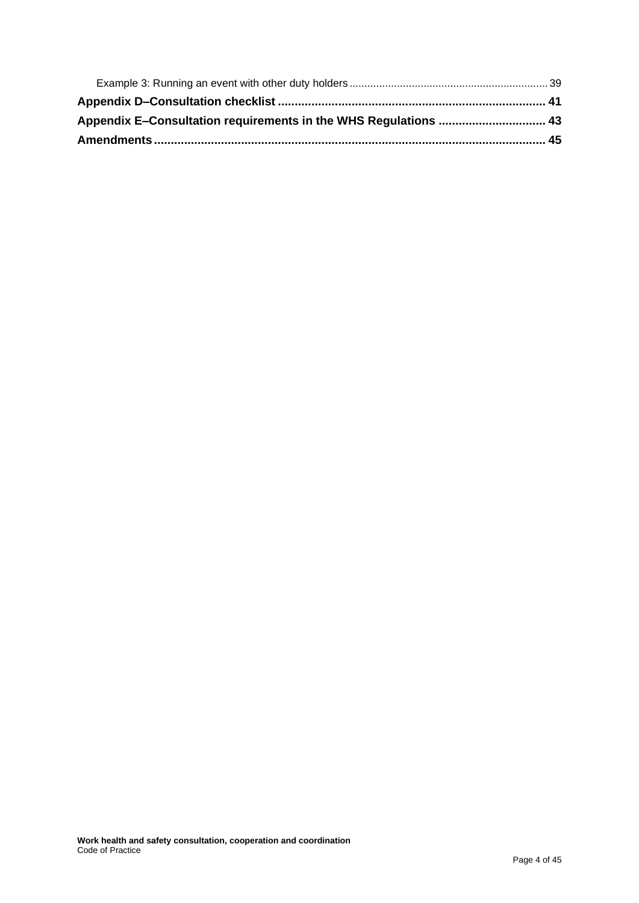Example 3: Running an event with other duty holders ........ 39

**Appendix D–Consultation checklist ........ 41**

**Appendix E–Consultation requirements in the WHS Regulations ........ 43**

**Amendments ........ 45**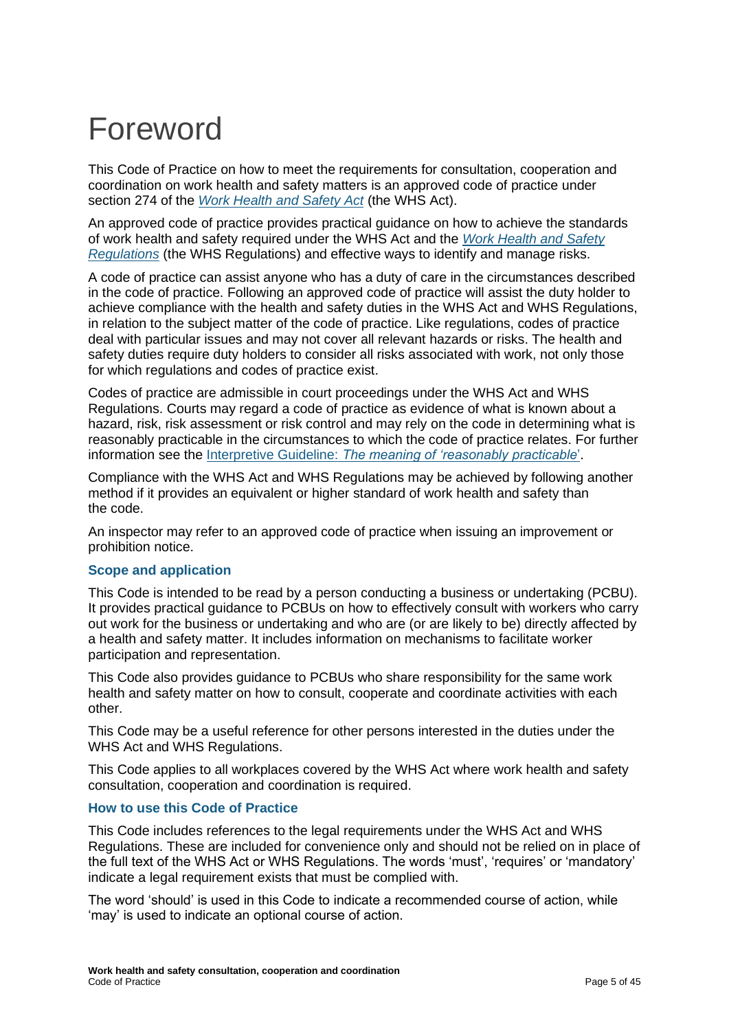# Foreword

This Code of Practice on how to meet the requirements for consultation, cooperation and coordination on work health and safety matters is an approved code of practice under section 274 of the *Work Health and Safety Act* (the WHS Act).

An approved code of practice provides practical guidance on how to achieve the standards of work health and safety required under the WHS Act and the *Work Health and Safety Regulations* (the WHS Regulations) and effective ways to identify and manage risks.

A code of practice can assist anyone who has a duty of care in the circumstances described in the code of practice. Following an approved code of practice will assist the duty holder to achieve compliance with the health and safety duties in the WHS Act and WHS Regulations, in relation to the subject matter of the code of practice. Like regulations, codes of practice deal with particular issues and may not cover all relevant hazards or risks. The health and safety duties require duty holders to consider all risks associated with work, not only those for which regulations and codes of practice exist.

Codes of practice are admissible in court proceedings under the WHS Act and WHS Regulations. Courts may regard a code of practice as evidence of what is known about a hazard, risk, risk assessment or risk control and may rely on the code in determining what is reasonably practicable in the circumstances to which the code of practice relates. For further information see the Interpretive Guideline: *The meaning of 'reasonably practicable'*.

Compliance with the WHS Act and WHS Regulations may be achieved by following another method if it provides an equivalent or higher standard of work health and safety than the code.

An inspector may refer to an approved code of practice when issuing an improvement or prohibition notice.

### Scope and application

This Code is intended to be read by a person conducting a business or undertaking (PCBU). It provides practical guidance to PCBUs on how to effectively consult with workers who carry out work for the business or undertaking and who are (or are likely to be) directly affected by a health and safety matter. It includes information on mechanisms to facilitate worker participation and representation.

This Code also provides guidance to PCBUs who share responsibility for the same work health and safety matter on how to consult, cooperate and coordinate activities with each other.

This Code may be a useful reference for other persons interested in the duties under the WHS Act and WHS Regulations.

This Code applies to all workplaces covered by the WHS Act where work health and safety consultation, cooperation and coordination is required.

### How to use this Code of Practice

This Code includes references to the legal requirements under the WHS Act and WHS Regulations. These are included for convenience only and should not be relied on in place of the full text of the WHS Act or WHS Regulations. The words 'must', 'requires' or 'mandatory' indicate a legal requirement exists that must be complied with.

The word 'should' is used in this Code to indicate a recommended course of action, while 'may' is used to indicate an optional course of action.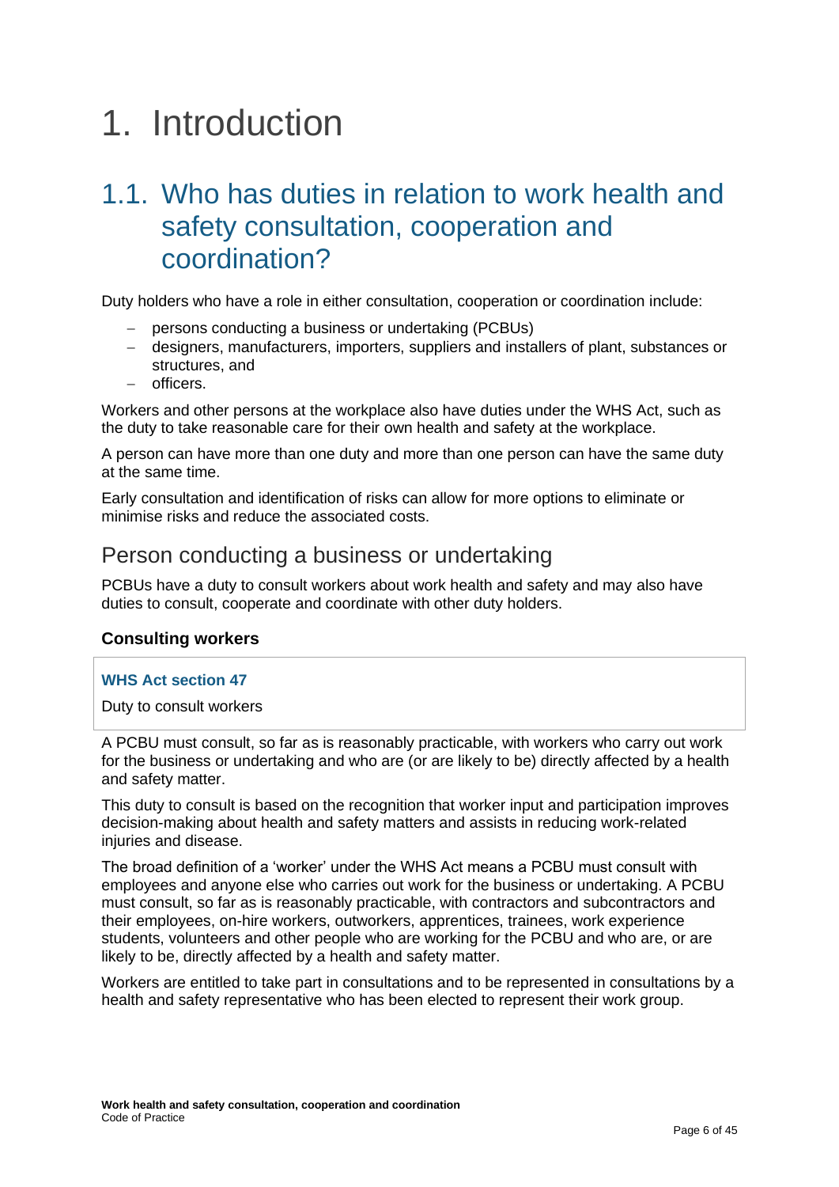# 1. Introduction

## 1.1. Who has duties in relation to work health and safety consultation, cooperation and coordination?

Duty holders who have a role in either consultation, cooperation or coordination include:

- persons conducting a business or undertaking (PCBUs)
- designers, manufacturers, importers, suppliers and installers of plant, substances or structures, and
- officers.

Workers and other persons at the workplace also have duties under the WHS Act, such as the duty to take reasonable care for their own health and safety at the workplace.

A person can have more than one duty and more than one person can have the same duty at the same time.

Early consultation and identification of risks can allow for more options to eliminate or minimise risks and reduce the associated costs.

### Person conducting a business or undertaking

PCBUs have a duty to consult workers about work health and safety and may also have duties to consult, cooperate and coordinate with other duty holders.

#### Consulting workers

**WHS Act section 47**

Duty to consult workers

A PCBU must consult, so far as is reasonably practicable, with workers who carry out work for the business or undertaking and who are (or are likely to be) directly affected by a health and safety matter.

This duty to consult is based on the recognition that worker input and participation improves decision-making about health and safety matters and assists in reducing work-related injuries and disease.

The broad definition of a 'worker' under the WHS Act means a PCBU must consult with employees and anyone else who carries out work for the business or undertaking. A PCBU must consult, so far as is reasonably practicable, with contractors and subcontractors and their employees, on-hire workers, outworkers, apprentices, trainees, work experience students, volunteers and other people who are working for the PCBU and who are, or are likely to be, directly affected by a health and safety matter.

Workers are entitled to take part in consultations and to be represented in consultations by a health and safety representative who has been elected to represent their work group.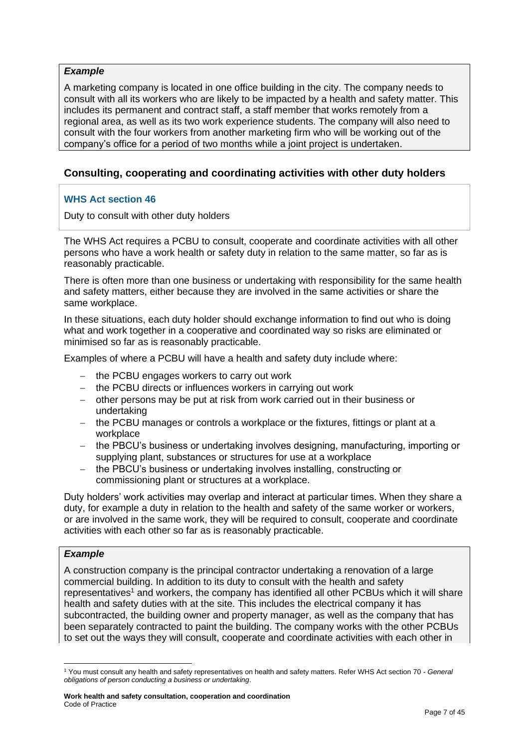> ***Example***
>
> A marketing company is located in one office building in the city. The company needs to consult with all its workers who are likely to be impacted by a health and safety matter. This includes its permanent and contract staff, a staff member that works remotely from a regional area, as well as its two work experience students. The company will also need to consult with the four workers from another marketing firm who will be working out of the company's office for a period of two months while a joint project is undertaken.

## Consulting, cooperating and coordinating activities with other duty holders

> **WHS Act section 46**
>
> Duty to consult with other duty holders

The WHS Act requires a PCBU to consult, cooperate and coordinate activities with all other persons who have a work health or safety duty in relation to the same matter, so far as is reasonably practicable.

There is often more than one business or undertaking with responsibility for the same health and safety matters, either because they are involved in the same activities or share the same workplace.

In these situations, each duty holder should exchange information to find out who is doing what and work together in a cooperative and coordinated way so risks are eliminated or minimised so far as is reasonably practicable.

Examples of where a PCBU will have a health and safety duty include where:

- the PCBU engages workers to carry out work
- the PCBU directs or influences workers in carrying out work
- other persons may be put at risk from work carried out in their business or undertaking
- the PCBU manages or controls a workplace or the fixtures, fittings or plant at a workplace
- the PBCU's business or undertaking involves designing, manufacturing, importing or supplying plant, substances or structures for use at a workplace
- the PBCU's business or undertaking involves installing, constructing or commissioning plant or structures at a workplace.

Duty holders' work activities may overlap and interact at particular times. When they share a duty, for example a duty in relation to the health and safety of the same worker or workers, or are involved in the same work, they will be required to consult, cooperate and coordinate activities with each other so far as is reasonably practicable.

> ***Example***
>
> A construction company is the principal contractor undertaking a renovation of a large commercial building. In addition to its duty to consult with the health and safety representatives[1] and workers, the company has identified all other PCBUs which it will share health and safety duties with at the site. This includes the electrical company it has subcontracted, the building owner and property manager, as well as the company that has been separately contracted to paint the building. The company works with the other PCBUs to set out the ways they will consult, cooperate and coordinate activities with each other in

[1] You must consult any health and safety representatives on health and safety matters. Refer WHS Act section 70 - *General obligations of person conducting a business or undertaking*.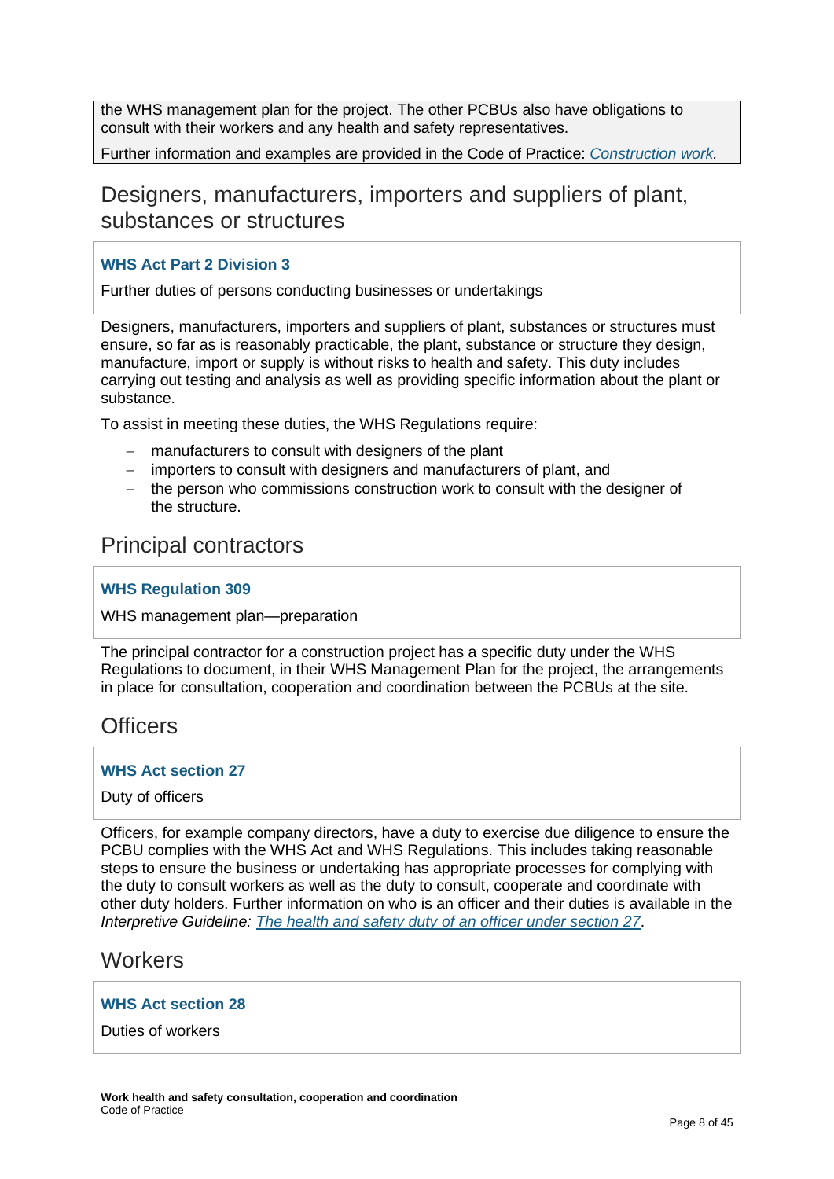the WHS management plan for the project. The other PCBUs also have obligations to consult with their workers and any health and safety representatives.

Further information and examples are provided in the Code of Practice: *Construction work.*

## Designers, manufacturers, importers and suppliers of plant, substances or structures

**WHS Act Part 2 Division 3**

Further duties of persons conducting businesses or undertakings

Designers, manufacturers, importers and suppliers of plant, substances or structures must ensure, so far as is reasonably practicable, the plant, substance or structure they design, manufacture, import or supply is without risks to health and safety. This duty includes carrying out testing and analysis as well as providing specific information about the plant or substance.

To assist in meeting these duties, the WHS Regulations require:

- manufacturers to consult with designers of the plant
- importers to consult with designers and manufacturers of plant, and
- the person who commissions construction work to consult with the designer of the structure.

## Principal contractors

**WHS Regulation 309**

WHS management plan—preparation

The principal contractor for a construction project has a specific duty under the WHS Regulations to document, in their WHS Management Plan for the project, the arrangements in place for consultation, cooperation and coordination between the PCBUs at the site.

## Officers

**WHS Act section 27**

Duty of officers

Officers, for example company directors, have a duty to exercise due diligence to ensure the PCBU complies with the WHS Act and WHS Regulations. This includes taking reasonable steps to ensure the business or undertaking has appropriate processes for complying with the duty to consult workers as well as the duty to consult, cooperate and coordinate with other duty holders. Further information on who is an officer and their duties is available in the *Interpretive Guideline: The health and safety duty of an officer under section 27*.

## Workers

**WHS Act section 28**

Duties of workers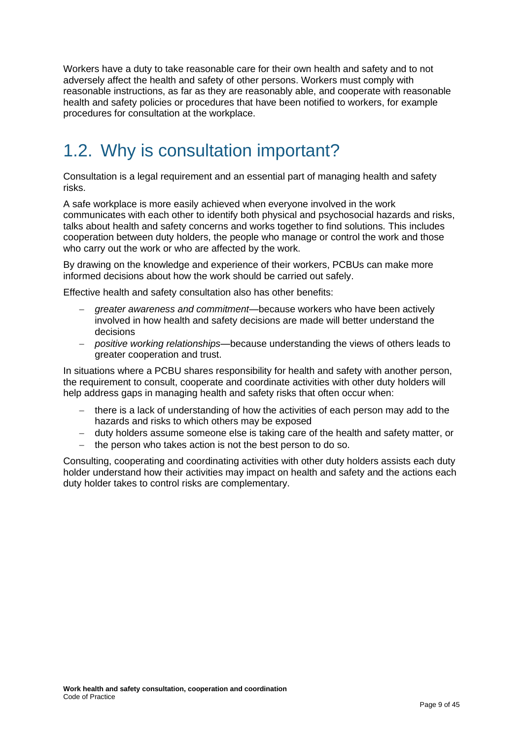Workers have a duty to take reasonable care for their own health and safety and to not adversely affect the health and safety of other persons. Workers must comply with reasonable instructions, as far as they are reasonably able, and cooperate with reasonable health and safety policies or procedures that have been notified to workers, for example procedures for consultation at the workplace.

## 1.2. Why is consultation important?

Consultation is a legal requirement and an essential part of managing health and safety risks.

A safe workplace is more easily achieved when everyone involved in the work communicates with each other to identify both physical and psychosocial hazards and risks, talks about health and safety concerns and works together to find solutions. This includes cooperation between duty holders, the people who manage or control the work and those who carry out the work or who are affected by the work.

By drawing on the knowledge and experience of their workers, PCBUs can make more informed decisions about how the work should be carried out safely.

Effective health and safety consultation also has other benefits:

- *greater awareness and commitment*—because workers who have been actively involved in how health and safety decisions are made will better understand the decisions
- *positive working relationships*—because understanding the views of others leads to greater cooperation and trust.

In situations where a PCBU shares responsibility for health and safety with another person, the requirement to consult, cooperate and coordinate activities with other duty holders will help address gaps in managing health and safety risks that often occur when:

- there is a lack of understanding of how the activities of each person may add to the hazards and risks to which others may be exposed
- duty holders assume someone else is taking care of the health and safety matter, or
- the person who takes action is not the best person to do so.

Consulting, cooperating and coordinating activities with other duty holders assists each duty holder understand how their activities may impact on health and safety and the actions each duty holder takes to control risks are complementary.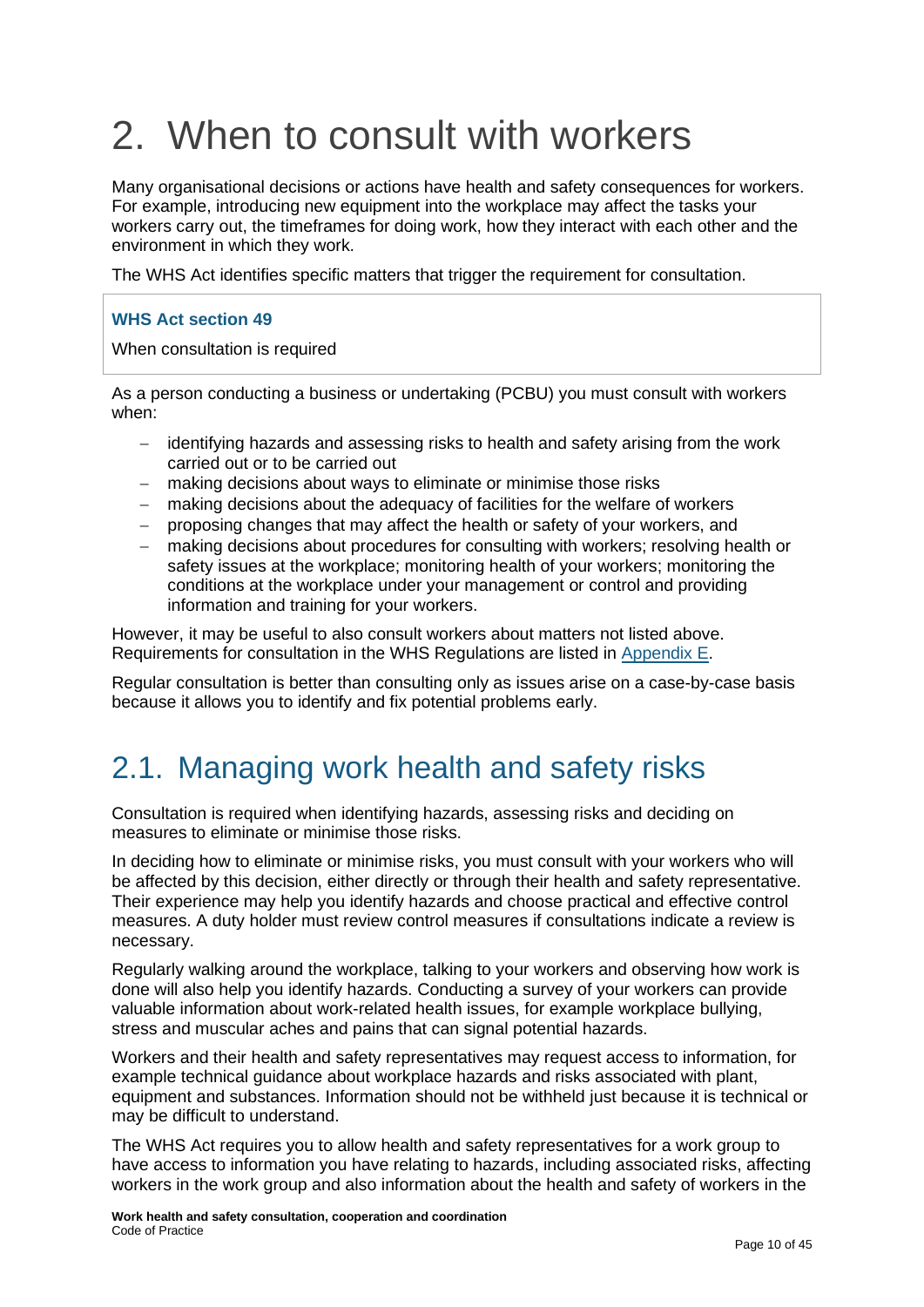# 2. When to consult with workers

Many organisational decisions or actions have health and safety consequences for workers. For example, introducing new equipment into the workplace may affect the tasks your workers carry out, the timeframes for doing work, how they interact with each other and the environment in which they work.

The WHS Act identifies specific matters that trigger the requirement for consultation.

> **WHS Act section 49**
>
> When consultation is required

As a person conducting a business or undertaking (PCBU) you must consult with workers when:

- identifying hazards and assessing risks to health and safety arising from the work carried out or to be carried out
- making decisions about ways to eliminate or minimise those risks
- making decisions about the adequacy of facilities for the welfare of workers
- proposing changes that may affect the health or safety of your workers, and
- making decisions about procedures for consulting with workers; resolving health or safety issues at the workplace; monitoring health of your workers; monitoring the conditions at the workplace under your management or control and providing information and training for your workers.

However, it may be useful to also consult workers about matters not listed above. Requirements for consultation in the WHS Regulations are listed in Appendix E.

Regular consultation is better than consulting only as issues arise on a case-by-case basis because it allows you to identify and fix potential problems early.

## 2.1. Managing work health and safety risks

Consultation is required when identifying hazards, assessing risks and deciding on measures to eliminate or minimise those risks.

In deciding how to eliminate or minimise risks, you must consult with your workers who will be affected by this decision, either directly or through their health and safety representative. Their experience may help you identify hazards and choose practical and effective control measures. A duty holder must review control measures if consultations indicate a review is necessary.

Regularly walking around the workplace, talking to your workers and observing how work is done will also help you identify hazards. Conducting a survey of your workers can provide valuable information about work-related health issues, for example workplace bullying, stress and muscular aches and pains that can signal potential hazards.

Workers and their health and safety representatives may request access to information, for example technical guidance about workplace hazards and risks associated with plant, equipment and substances. Information should not be withheld just because it is technical or may be difficult to understand.

The WHS Act requires you to allow health and safety representatives for a work group to have access to information you have relating to hazards, including associated risks, affecting workers in the work group and also information about the health and safety of workers in the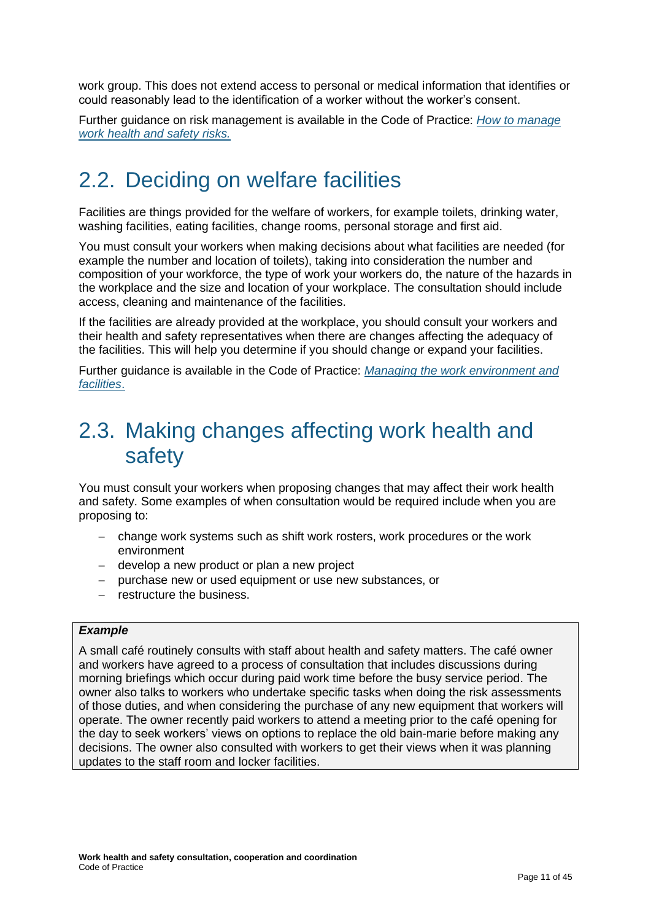work group. This does not extend access to personal or medical information that identifies or could reasonably lead to the identification of a worker without the worker's consent.

Further guidance on risk management is available in the Code of Practice: *How to manage work health and safety risks.*

## 2.2. Deciding on welfare facilities

Facilities are things provided for the welfare of workers, for example toilets, drinking water, washing facilities, eating facilities, change rooms, personal storage and first aid.

You must consult your workers when making decisions about what facilities are needed (for example the number and location of toilets), taking into consideration the number and composition of your workforce, the type of work your workers do, the nature of the hazards in the workplace and the size and location of your workplace. The consultation should include access, cleaning and maintenance of the facilities.

If the facilities are already provided at the workplace, you should consult your workers and their health and safety representatives when there are changes affecting the adequacy of the facilities. This will help you determine if you should change or expand your facilities.

Further guidance is available in the Code of Practice: *Managing the work environment and facilities*.

## 2.3. Making changes affecting work health and safety

You must consult your workers when proposing changes that may affect their work health and safety. Some examples of when consultation would be required include when you are proposing to:

- change work systems such as shift work rosters, work procedures or the work environment
- develop a new product or plan a new project
- purchase new or used equipment or use new substances, or
- restructure the business.

> ***Example***
>
> A small café routinely consults with staff about health and safety matters. The café owner and workers have agreed to a process of consultation that includes discussions during morning briefings which occur during paid work time before the busy service period. The owner also talks to workers who undertake specific tasks when doing the risk assessments of those duties, and when considering the purchase of any new equipment that workers will operate. The owner recently paid workers to attend a meeting prior to the café opening for the day to seek workers' views on options to replace the old bain-marie before making any decisions. The owner also consulted with workers to get their views when it was planning updates to the staff room and locker facilities.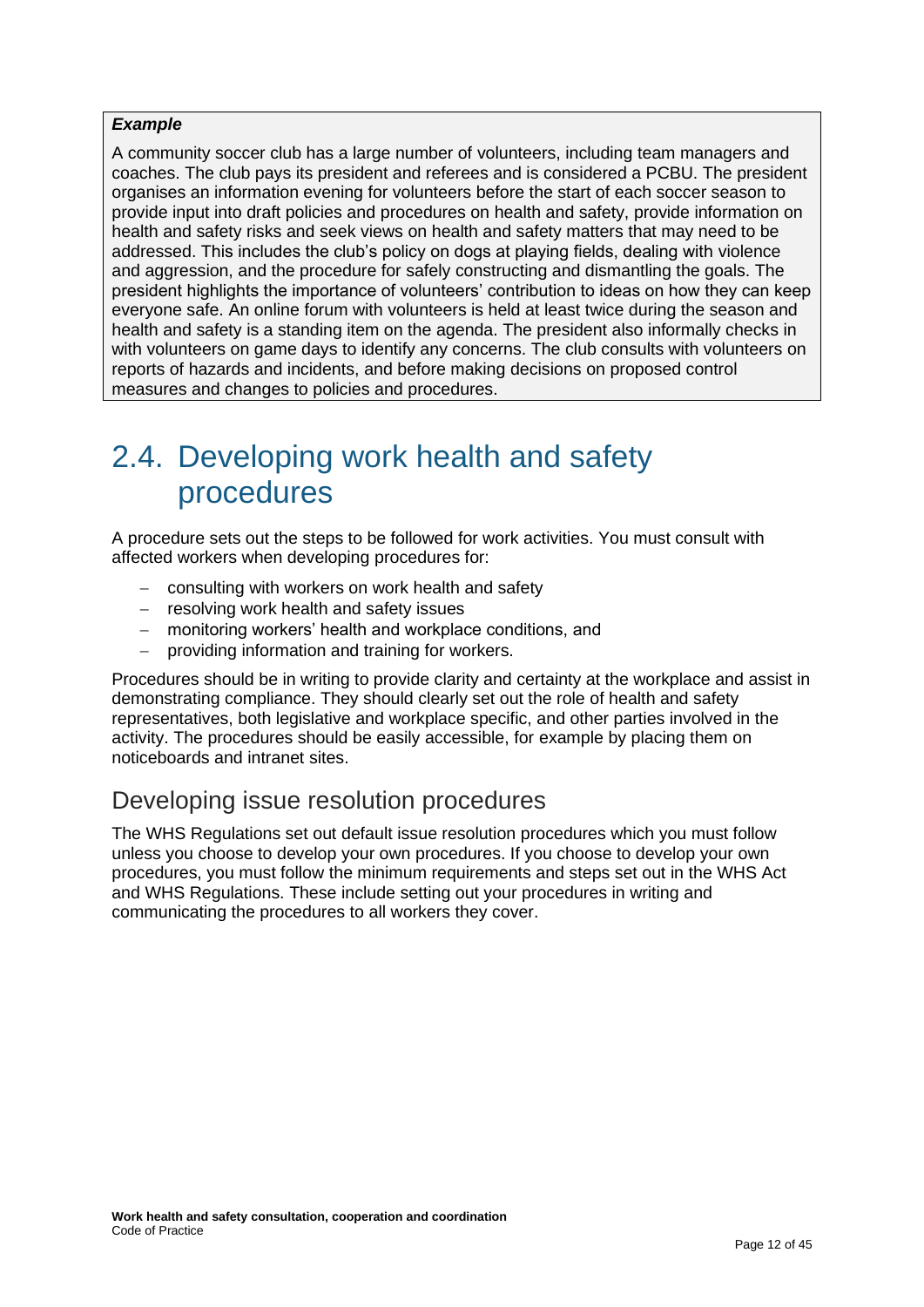***Example***

A community soccer club has a large number of volunteers, including team managers and coaches. The club pays its president and referees and is considered a PCBU. The president organises an information evening for volunteers before the start of each soccer season to provide input into draft policies and procedures on health and safety, provide information on health and safety risks and seek views on health and safety matters that may need to be addressed. This includes the club's policy on dogs at playing fields, dealing with violence and aggression, and the procedure for safely constructing and dismantling the goals. The president highlights the importance of volunteers' contribution to ideas on how they can keep everyone safe. An online forum with volunteers is held at least twice during the season and health and safety is a standing item on the agenda. The president also informally checks in with volunteers on game days to identify any concerns. The club consults with volunteers on reports of hazards and incidents, and before making decisions on proposed control measures and changes to policies and procedures.

## 2.4. Developing work health and safety procedures

A procedure sets out the steps to be followed for work activities. You must consult with affected workers when developing procedures for:

- consulting with workers on work health and safety
- resolving work health and safety issues
- monitoring workers' health and workplace conditions, and
- providing information and training for workers.

Procedures should be in writing to provide clarity and certainty at the workplace and assist in demonstrating compliance. They should clearly set out the role of health and safety representatives, both legislative and workplace specific, and other parties involved in the activity. The procedures should be easily accessible, for example by placing them on noticeboards and intranet sites.

### Developing issue resolution procedures

The WHS Regulations set out default issue resolution procedures which you must follow unless you choose to develop your own procedures. If you choose to develop your own procedures, you must follow the minimum requirements and steps set out in the WHS Act and WHS Regulations. These include setting out your procedures in writing and communicating the procedures to all workers they cover.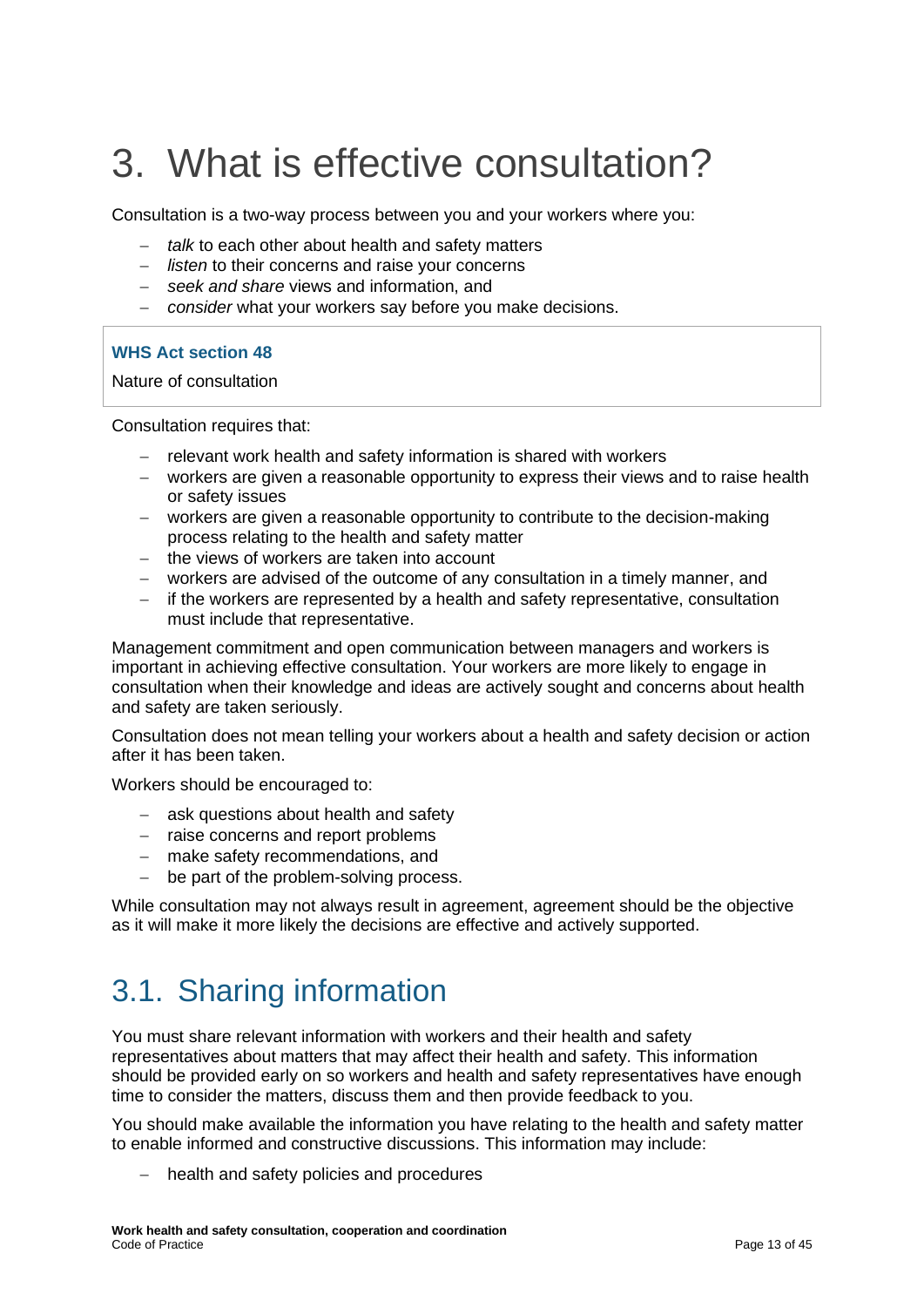# 3. What is effective consultation?

Consultation is a two-way process between you and your workers where you:

- *talk* to each other about health and safety matters
- *listen* to their concerns and raise your concerns
- *seek and share* views and information, and
- *consider* what your workers say before you make decisions.

> **WHS Act section 48**
>
> Nature of consultation

Consultation requires that:

- relevant work health and safety information is shared with workers
- workers are given a reasonable opportunity to express their views and to raise health or safety issues
- workers are given a reasonable opportunity to contribute to the decision-making process relating to the health and safety matter
- the views of workers are taken into account
- workers are advised of the outcome of any consultation in a timely manner, and
- if the workers are represented by a health and safety representative, consultation must include that representative.

Management commitment and open communication between managers and workers is important in achieving effective consultation. Your workers are more likely to engage in consultation when their knowledge and ideas are actively sought and concerns about health and safety are taken seriously.

Consultation does not mean telling your workers about a health and safety decision or action after it has been taken.

Workers should be encouraged to:

- ask questions about health and safety
- raise concerns and report problems
- make safety recommendations, and
- be part of the problem-solving process.

While consultation may not always result in agreement, agreement should be the objective as it will make it more likely the decisions are effective and actively supported.

## 3.1. Sharing information

You must share relevant information with workers and their health and safety representatives about matters that may affect their health and safety. This information should be provided early on so workers and health and safety representatives have enough time to consider the matters, discuss them and then provide feedback to you.

You should make available the information you have relating to the health and safety matter to enable informed and constructive discussions. This information may include:

- health and safety policies and procedures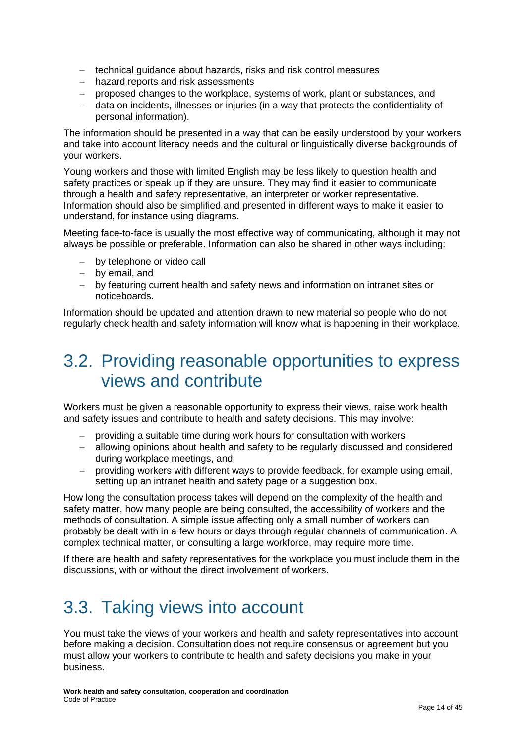- technical guidance about hazards, risks and risk control measures
- hazard reports and risk assessments
- proposed changes to the workplace, systems of work, plant or substances, and
- data on incidents, illnesses or injuries (in a way that protects the confidentiality of personal information).

The information should be presented in a way that can be easily understood by your workers and take into account literacy needs and the cultural or linguistically diverse backgrounds of your workers.

Young workers and those with limited English may be less likely to question health and safety practices or speak up if they are unsure. They may find it easier to communicate through a health and safety representative, an interpreter or worker representative. Information should also be simplified and presented in different ways to make it easier to understand, for instance using diagrams.

Meeting face-to-face is usually the most effective way of communicating, although it may not always be possible or preferable. Information can also be shared in other ways including:

- by telephone or video call
- by email, and
- by featuring current health and safety news and information on intranet sites or noticeboards.

Information should be updated and attention drawn to new material so people who do not regularly check health and safety information will know what is happening in their workplace.

## 3.2. Providing reasonable opportunities to express views and contribute

Workers must be given a reasonable opportunity to express their views, raise work health and safety issues and contribute to health and safety decisions. This may involve:

- providing a suitable time during work hours for consultation with workers
- allowing opinions about health and safety to be regularly discussed and considered during workplace meetings, and
- providing workers with different ways to provide feedback, for example using email, setting up an intranet health and safety page or a suggestion box.

How long the consultation process takes will depend on the complexity of the health and safety matter, how many people are being consulted, the accessibility of workers and the methods of consultation. A simple issue affecting only a small number of workers can probably be dealt with in a few hours or days through regular channels of communication. A complex technical matter, or consulting a large workforce, may require more time.

If there are health and safety representatives for the workplace you must include them in the discussions, with or without the direct involvement of workers.

## 3.3. Taking views into account

You must take the views of your workers and health and safety representatives into account before making a decision. Consultation does not require consensus or agreement but you must allow your workers to contribute to health and safety decisions you make in your business.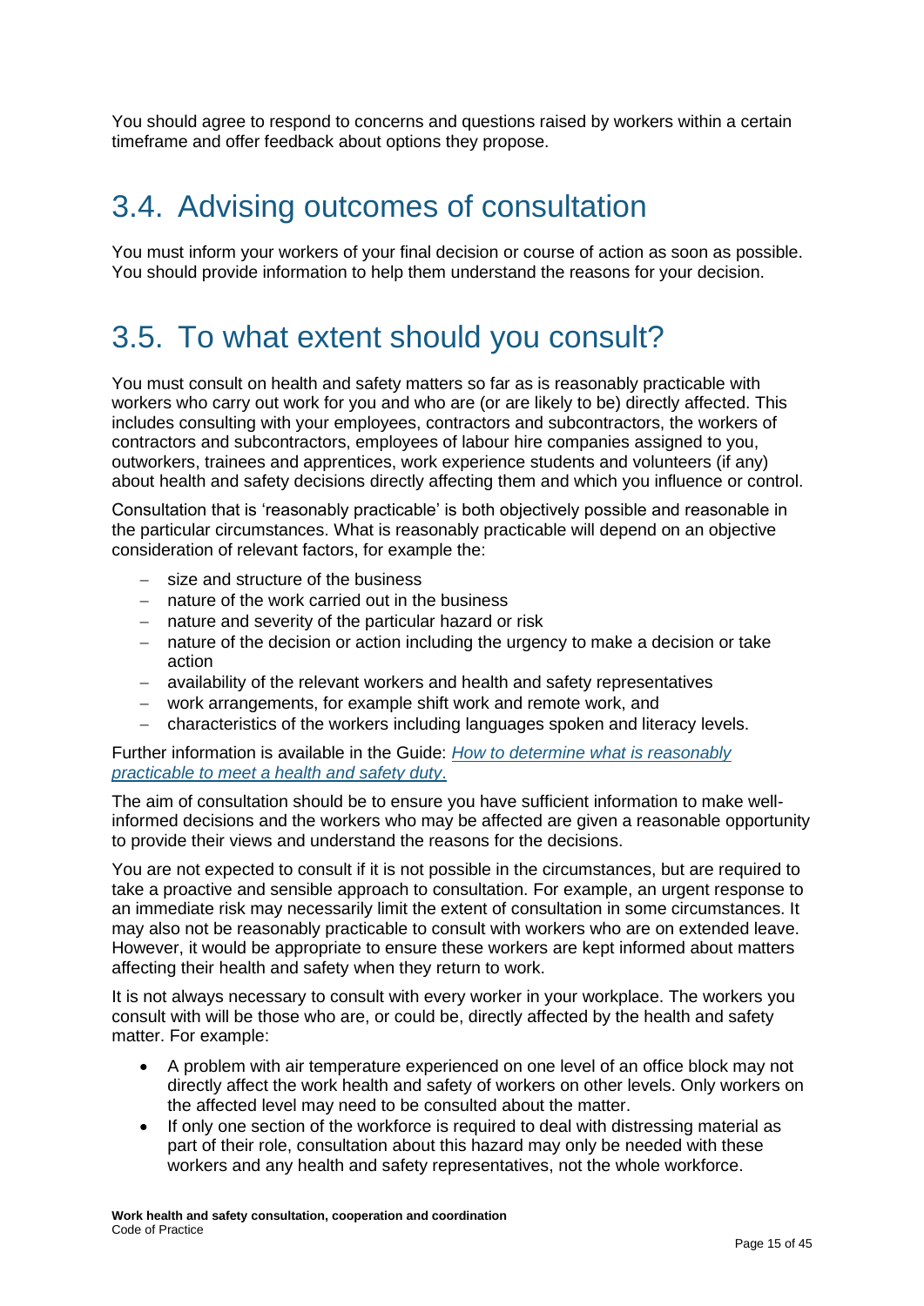You should agree to respond to concerns and questions raised by workers within a certain timeframe and offer feedback about options they propose.

## 3.4. Advising outcomes of consultation

You must inform your workers of your final decision or course of action as soon as possible. You should provide information to help them understand the reasons for your decision.

## 3.5. To what extent should you consult?

You must consult on health and safety matters so far as is reasonably practicable with workers who carry out work for you and who are (or are likely to be) directly affected. This includes consulting with your employees, contractors and subcontractors, the workers of contractors and subcontractors, employees of labour hire companies assigned to you, outworkers, trainees and apprentices, work experience students and volunteers (if any) about health and safety decisions directly affecting them and which you influence or control.

Consultation that is 'reasonably practicable' is both objectively possible and reasonable in the particular circumstances. What is reasonably practicable will depend on an objective consideration of relevant factors, for example the:

- size and structure of the business
- nature of the work carried out in the business
- nature and severity of the particular hazard or risk
- nature of the decision or action including the urgency to make a decision or take action
- availability of the relevant workers and health and safety representatives
- work arrangements, for example shift work and remote work, and
- characteristics of the workers including languages spoken and literacy levels.

Further information is available in the Guide: *How to determine what is reasonably practicable to meet a health and safety duty*.

The aim of consultation should be to ensure you have sufficient information to make well-informed decisions and the workers who may be affected are given a reasonable opportunity to provide their views and understand the reasons for the decisions.

You are not expected to consult if it is not possible in the circumstances, but are required to take a proactive and sensible approach to consultation. For example, an urgent response to an immediate risk may necessarily limit the extent of consultation in some circumstances. It may also not be reasonably practicable to consult with workers who are on extended leave. However, it would be appropriate to ensure these workers are kept informed about matters affecting their health and safety when they return to work.

It is not always necessary to consult with every worker in your workplace. The workers you consult with will be those who are, or could be, directly affected by the health and safety matter. For example:

- A problem with air temperature experienced on one level of an office block may not directly affect the work health and safety of workers on other levels. Only workers on the affected level may need to be consulted about the matter.
- If only one section of the workforce is required to deal with distressing material as part of their role, consultation about this hazard may only be needed with these workers and any health and safety representatives, not the whole workforce.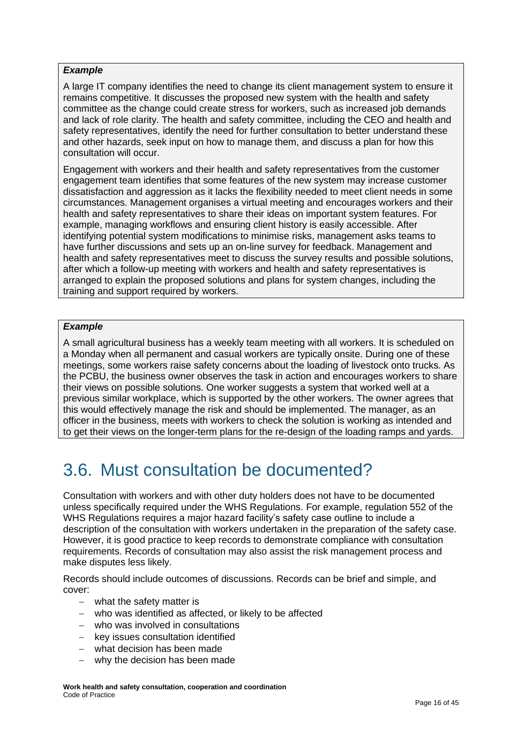***Example***

A large IT company identifies the need to change its client management system to ensure it remains competitive. It discusses the proposed new system with the health and safety committee as the change could create stress for workers, such as increased job demands and lack of role clarity. The health and safety committee, including the CEO and health and safety representatives, identify the need for further consultation to better understand these and other hazards, seek input on how to manage them, and discuss a plan for how this consultation will occur.

Engagement with workers and their health and safety representatives from the customer engagement team identifies that some features of the new system may increase customer dissatisfaction and aggression as it lacks the flexibility needed to meet client needs in some circumstances. Management organises a virtual meeting and encourages workers and their health and safety representatives to share their ideas on important system features. For example, managing workflows and ensuring client history is easily accessible. After identifying potential system modifications to minimise risks, management asks teams to have further discussions and sets up an on-line survey for feedback. Management and health and safety representatives meet to discuss the survey results and possible solutions, after which a follow-up meeting with workers and health and safety representatives is arranged to explain the proposed solutions and plans for system changes, including the training and support required by workers.

***Example***

A small agricultural business has a weekly team meeting with all workers. It is scheduled on a Monday when all permanent and casual workers are typically onsite. During one of these meetings, some workers raise safety concerns about the loading of livestock onto trucks. As the PCBU, the business owner observes the task in action and encourages workers to share their views on possible solutions. One worker suggests a system that worked well at a previous similar workplace, which is supported by the other workers. The owner agrees that this would effectively manage the risk and should be implemented. The manager, as an officer in the business, meets with workers to check the solution is working as intended and to get their views on the longer-term plans for the re-design of the loading ramps and yards.

## 3.6. Must consultation be documented?

Consultation with workers and with other duty holders does not have to be documented unless specifically required under the WHS Regulations. For example, regulation 552 of the WHS Regulations requires a major hazard facility's safety case outline to include a description of the consultation with workers undertaken in the preparation of the safety case. However, it is good practice to keep records to demonstrate compliance with consultation requirements. Records of consultation may also assist the risk management process and make disputes less likely.

Records should include outcomes of discussions. Records can be brief and simple, and cover:

- what the safety matter is
- who was identified as affected, or likely to be affected
- who was involved in consultations
- key issues consultation identified
- what decision has been made
- why the decision has been made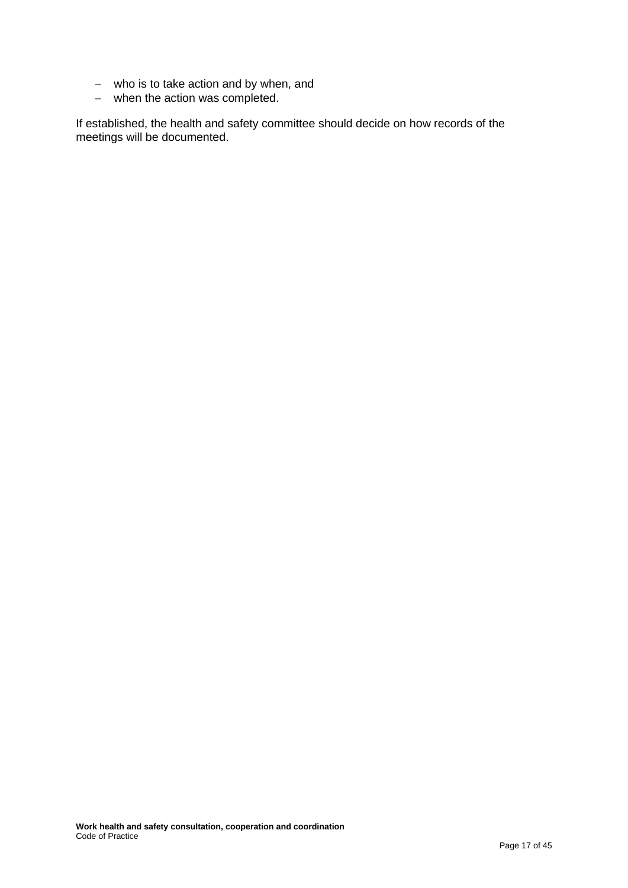- who is to take action and by when, and
- when the action was completed.

If established, the health and safety committee should decide on how records of the meetings will be documented.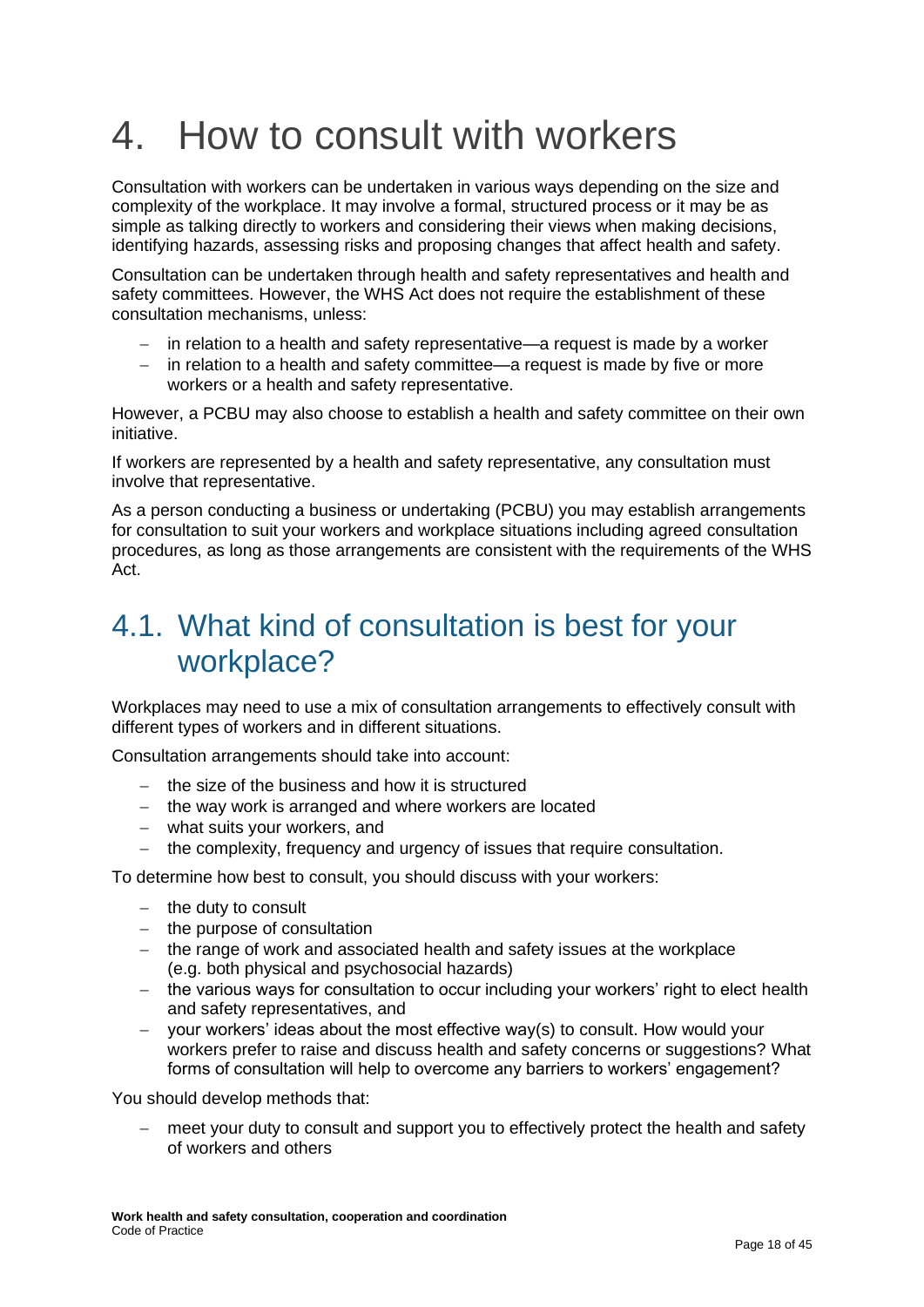# 4. How to consult with workers

Consultation with workers can be undertaken in various ways depending on the size and complexity of the workplace. It may involve a formal, structured process or it may be as simple as talking directly to workers and considering their views when making decisions, identifying hazards, assessing risks and proposing changes that affect health and safety.

Consultation can be undertaken through health and safety representatives and health and safety committees. However, the WHS Act does not require the establishment of these consultation mechanisms, unless:

- in relation to a health and safety representative—a request is made by a worker
- in relation to a health and safety committee—a request is made by five or more workers or a health and safety representative.

However, a PCBU may also choose to establish a health and safety committee on their own initiative.

If workers are represented by a health and safety representative, any consultation must involve that representative.

As a person conducting a business or undertaking (PCBU) you may establish arrangements for consultation to suit your workers and workplace situations including agreed consultation procedures, as long as those arrangements are consistent with the requirements of the WHS Act.

## 4.1. What kind of consultation is best for your workplace?

Workplaces may need to use a mix of consultation arrangements to effectively consult with different types of workers and in different situations.

Consultation arrangements should take into account:

- the size of the business and how it is structured
- the way work is arranged and where workers are located
- what suits your workers, and
- the complexity, frequency and urgency of issues that require consultation.

To determine how best to consult, you should discuss with your workers:

- the duty to consult
- the purpose of consultation
- the range of work and associated health and safety issues at the workplace (e.g. both physical and psychosocial hazards)
- the various ways for consultation to occur including your workers' right to elect health and safety representatives, and
- your workers' ideas about the most effective way(s) to consult. How would your workers prefer to raise and discuss health and safety concerns or suggestions? What forms of consultation will help to overcome any barriers to workers' engagement?

You should develop methods that:

- meet your duty to consult and support you to effectively protect the health and safety of workers and others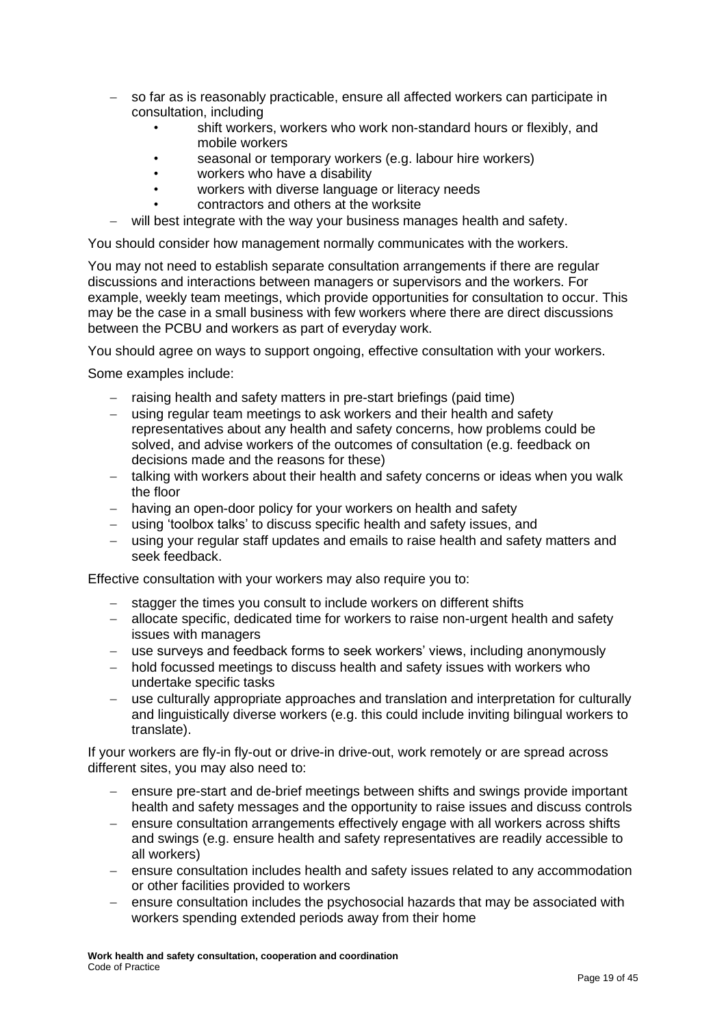- so far as is reasonably practicable, ensure all affected workers can participate in consultation, including
    - shift workers, workers who work non-standard hours or flexibly, and mobile workers
    - seasonal or temporary workers (e.g. labour hire workers)
    - workers who have a disability
    - workers with diverse language or literacy needs
    - contractors and others at the worksite
- will best integrate with the way your business manages health and safety.

You should consider how management normally communicates with the workers.

You may not need to establish separate consultation arrangements if there are regular discussions and interactions between managers or supervisors and the workers. For example, weekly team meetings, which provide opportunities for consultation to occur. This may be the case in a small business with few workers where there are direct discussions between the PCBU and workers as part of everyday work.

You should agree on ways to support ongoing, effective consultation with your workers.

Some examples include:

- raising health and safety matters in pre-start briefings (paid time)
- using regular team meetings to ask workers and their health and safety representatives about any health and safety concerns, how problems could be solved, and advise workers of the outcomes of consultation (e.g. feedback on decisions made and the reasons for these)
- talking with workers about their health and safety concerns or ideas when you walk the floor
- having an open-door policy for your workers on health and safety
- using 'toolbox talks' to discuss specific health and safety issues, and
- using your regular staff updates and emails to raise health and safety matters and seek feedback.

Effective consultation with your workers may also require you to:

- stagger the times you consult to include workers on different shifts
- allocate specific, dedicated time for workers to raise non-urgent health and safety issues with managers
- use surveys and feedback forms to seek workers' views, including anonymously
- hold focussed meetings to discuss health and safety issues with workers who undertake specific tasks
- use culturally appropriate approaches and translation and interpretation for culturally and linguistically diverse workers (e.g. this could include inviting bilingual workers to translate).

If your workers are fly-in fly-out or drive-in drive-out, work remotely or are spread across different sites, you may also need to:

- ensure pre-start and de-brief meetings between shifts and swings provide important health and safety messages and the opportunity to raise issues and discuss controls
- ensure consultation arrangements effectively engage with all workers across shifts and swings (e.g. ensure health and safety representatives are readily accessible to all workers)
- ensure consultation includes health and safety issues related to any accommodation or other facilities provided to workers
- ensure consultation includes the psychosocial hazards that may be associated with workers spending extended periods away from their home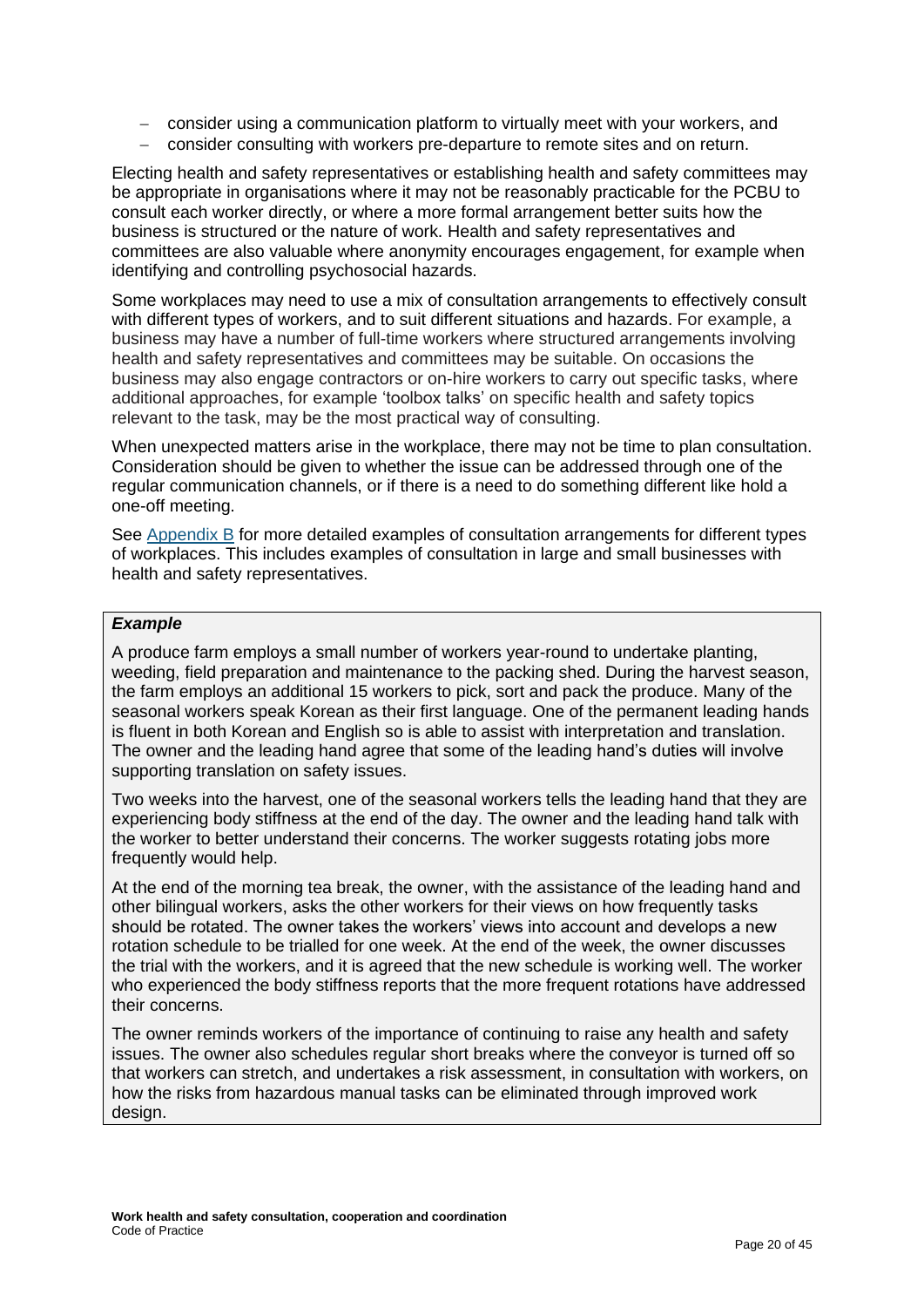- consider using a communication platform to virtually meet with your workers, and
- consider consulting with workers pre-departure to remote sites and on return.

Electing health and safety representatives or establishing health and safety committees may be appropriate in organisations where it may not be reasonably practicable for the PCBU to consult each worker directly, or where a more formal arrangement better suits how the business is structured or the nature of work. Health and safety representatives and committees are also valuable where anonymity encourages engagement, for example when identifying and controlling psychosocial hazards.

Some workplaces may need to use a mix of consultation arrangements to effectively consult with different types of workers, and to suit different situations and hazards. For example, a business may have a number of full-time workers where structured arrangements involving health and safety representatives and committees may be suitable. On occasions the business may also engage contractors or on-hire workers to carry out specific tasks, where additional approaches, for example 'toolbox talks' on specific health and safety topics relevant to the task, may be the most practical way of consulting.

When unexpected matters arise in the workplace, there may not be time to plan consultation. Consideration should be given to whether the issue can be addressed through one of the regular communication channels, or if there is a need to do something different like hold a one-off meeting.

See Appendix B for more detailed examples of consultation arrangements for different types of workplaces. This includes examples of consultation in large and small businesses with health and safety representatives.

> ***Example***
>
> A produce farm employs a small number of workers year-round to undertake planting, weeding, field preparation and maintenance to the packing shed. During the harvest season, the farm employs an additional 15 workers to pick, sort and pack the produce. Many of the seasonal workers speak Korean as their first language. One of the permanent leading hands is fluent in both Korean and English so is able to assist with interpretation and translation. The owner and the leading hand agree that some of the leading hand's duties will involve supporting translation on safety issues.
>
> Two weeks into the harvest, one of the seasonal workers tells the leading hand that they are experiencing body stiffness at the end of the day. The owner and the leading hand talk with the worker to better understand their concerns. The worker suggests rotating jobs more frequently would help.
>
> At the end of the morning tea break, the owner, with the assistance of the leading hand and other bilingual workers, asks the other workers for their views on how frequently tasks should be rotated. The owner takes the workers' views into account and develops a new rotation schedule to be trialled for one week. At the end of the week, the owner discusses the trial with the workers, and it is agreed that the new schedule is working well. The worker who experienced the body stiffness reports that the more frequent rotations have addressed their concerns.
>
> The owner reminds workers of the importance of continuing to raise any health and safety issues. The owner also schedules regular short breaks where the conveyor is turned off so that workers can stretch, and undertakes a risk assessment, in consultation with workers, on how the risks from hazardous manual tasks can be eliminated through improved work design.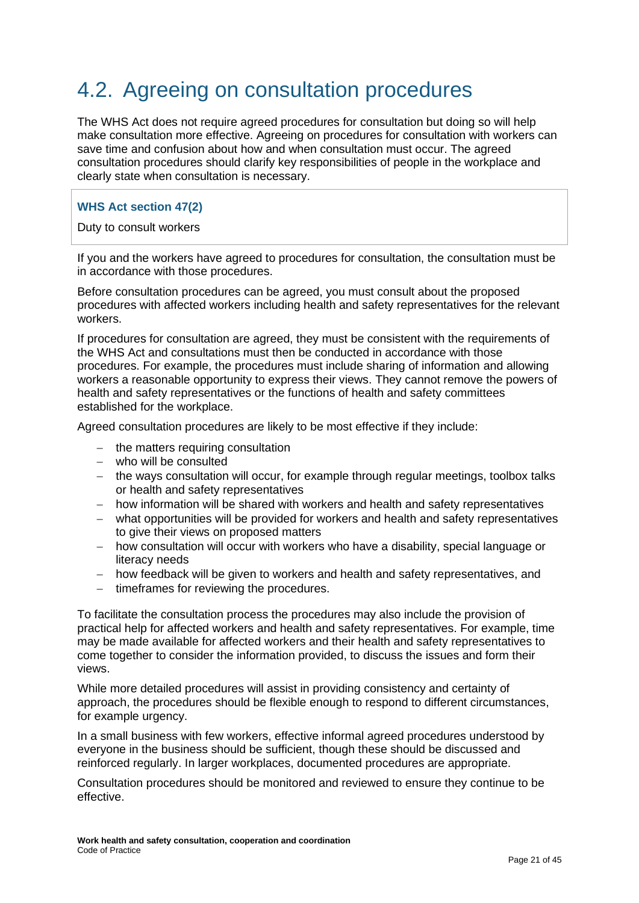## 4.2. Agreeing on consultation procedures

The WHS Act does not require agreed procedures for consultation but doing so will help make consultation more effective. Agreeing on procedures for consultation with workers can save time and confusion about how and when consultation must occur. The agreed consultation procedures should clarify key responsibilities of people in the workplace and clearly state when consultation is necessary.

> **WHS Act section 47(2)**
>
> Duty to consult workers

If you and the workers have agreed to procedures for consultation, the consultation must be in accordance with those procedures.

Before consultation procedures can be agreed, you must consult about the proposed procedures with affected workers including health and safety representatives for the relevant workers.

If procedures for consultation are agreed, they must be consistent with the requirements of the WHS Act and consultations must then be conducted in accordance with those procedures. For example, the procedures must include sharing of information and allowing workers a reasonable opportunity to express their views. They cannot remove the powers of health and safety representatives or the functions of health and safety committees established for the workplace.

Agreed consultation procedures are likely to be most effective if they include:

- the matters requiring consultation
- who will be consulted
- the ways consultation will occur, for example through regular meetings, toolbox talks or health and safety representatives
- how information will be shared with workers and health and safety representatives
- what opportunities will be provided for workers and health and safety representatives to give their views on proposed matters
- how consultation will occur with workers who have a disability, special language or literacy needs
- how feedback will be given to workers and health and safety representatives, and
- timeframes for reviewing the procedures.

To facilitate the consultation process the procedures may also include the provision of practical help for affected workers and health and safety representatives. For example, time may be made available for affected workers and their health and safety representatives to come together to consider the information provided, to discuss the issues and form their views.

While more detailed procedures will assist in providing consistency and certainty of approach, the procedures should be flexible enough to respond to different circumstances, for example urgency.

In a small business with few workers, effective informal agreed procedures understood by everyone in the business should be sufficient, though these should be discussed and reinforced regularly. In larger workplaces, documented procedures are appropriate.

Consultation procedures should be monitored and reviewed to ensure they continue to be effective.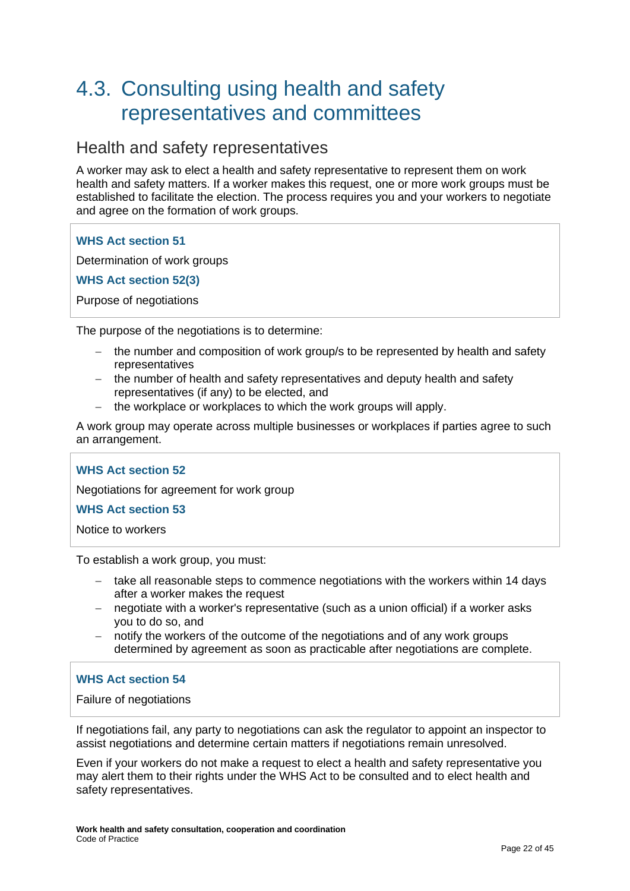## 4.3. Consulting using health and safety representatives and committees

### Health and safety representatives

A worker may ask to elect a health and safety representative to represent them on work health and safety matters. If a worker makes this request, one or more work groups must be established to facilitate the election. The process requires you and your workers to negotiate and agree on the formation of work groups.

> **WHS Act section 51**
>
> Determination of work groups
>
> **WHS Act section 52(3)**
>
> Purpose of negotiations

The purpose of the negotiations is to determine:

- the number and composition of work group/s to be represented by health and safety representatives
- the number of health and safety representatives and deputy health and safety representatives (if any) to be elected, and
- the workplace or workplaces to which the work groups will apply.

A work group may operate across multiple businesses or workplaces if parties agree to such an arrangement.

> **WHS Act section 52**
>
> Negotiations for agreement for work group
>
> **WHS Act section 53**
>
> Notice to workers

To establish a work group, you must:

- take all reasonable steps to commence negotiations with the workers within 14 days after a worker makes the request
- negotiate with a worker's representative (such as a union official) if a worker asks you to do so, and
- notify the workers of the outcome of the negotiations and of any work groups determined by agreement as soon as practicable after negotiations are complete.

> **WHS Act section 54**
>
> Failure of negotiations

If negotiations fail, any party to negotiations can ask the regulator to appoint an inspector to assist negotiations and determine certain matters if negotiations remain unresolved.

Even if your workers do not make a request to elect a health and safety representative you may alert them to their rights under the WHS Act to be consulted and to elect health and safety representatives.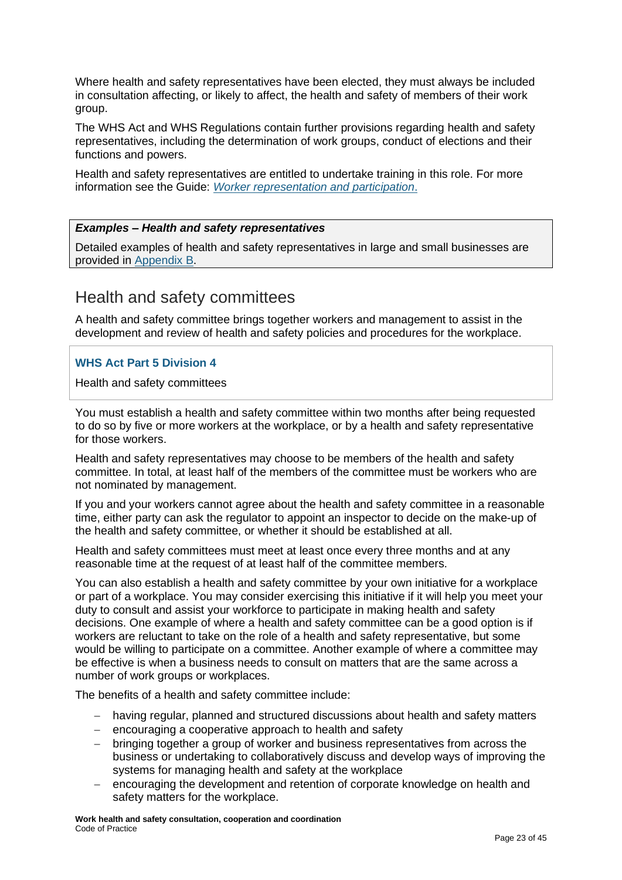Where health and safety representatives have been elected, they must always be included in consultation affecting, or likely to affect, the health and safety of members of their work group.

The WHS Act and WHS Regulations contain further provisions regarding health and safety representatives, including the determination of work groups, conduct of elections and their functions and powers.

Health and safety representatives are entitled to undertake training in this role. For more information see the Guide: *Worker representation and participation*.

> ***Examples – Health and safety representatives***
>
> Detailed examples of health and safety representatives in large and small businesses are provided in Appendix B.

## Health and safety committees

A health and safety committee brings together workers and management to assist in the development and review of health and safety policies and procedures for the workplace.

> **WHS Act Part 5 Division 4**
>
> Health and safety committees

You must establish a health and safety committee within two months after being requested to do so by five or more workers at the workplace, or by a health and safety representative for those workers.

Health and safety representatives may choose to be members of the health and safety committee. In total, at least half of the members of the committee must be workers who are not nominated by management.

If you and your workers cannot agree about the health and safety committee in a reasonable time, either party can ask the regulator to appoint an inspector to decide on the make-up of the health and safety committee, or whether it should be established at all.

Health and safety committees must meet at least once every three months and at any reasonable time at the request of at least half of the committee members.

You can also establish a health and safety committee by your own initiative for a workplace or part of a workplace. You may consider exercising this initiative if it will help you meet your duty to consult and assist your workforce to participate in making health and safety decisions. One example of where a health and safety committee can be a good option is if workers are reluctant to take on the role of a health and safety representative, but some would be willing to participate on a committee. Another example of where a committee may be effective is when a business needs to consult on matters that are the same across a number of work groups or workplaces.

The benefits of a health and safety committee include:

- having regular, planned and structured discussions about health and safety matters
- encouraging a cooperative approach to health and safety
- bringing together a group of worker and business representatives from across the business or undertaking to collaboratively discuss and develop ways of improving the systems for managing health and safety at the workplace
- encouraging the development and retention of corporate knowledge on health and safety matters for the workplace.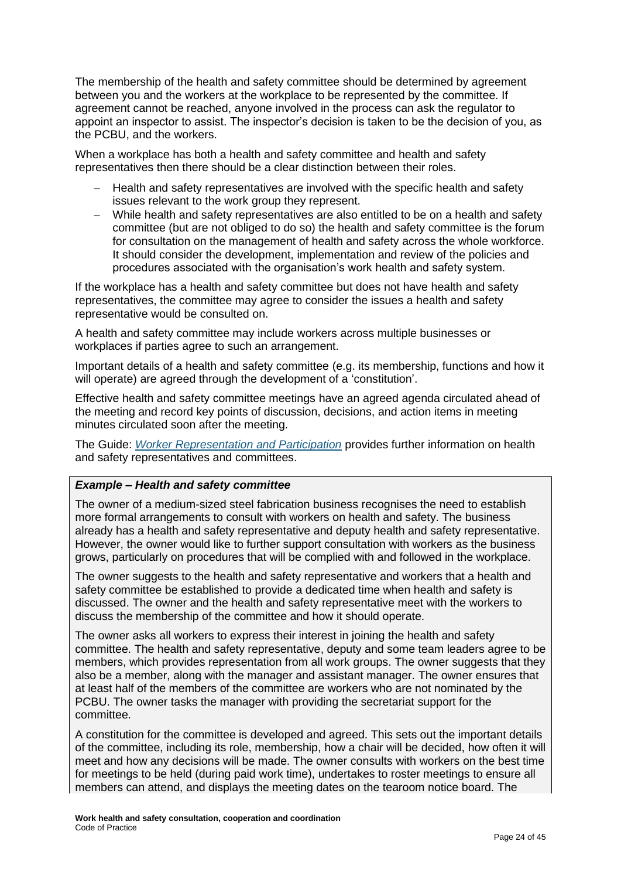The membership of the health and safety committee should be determined by agreement between you and the workers at the workplace to be represented by the committee. If agreement cannot be reached, anyone involved in the process can ask the regulator to appoint an inspector to assist. The inspector's decision is taken to be the decision of you, as the PCBU, and the workers.

When a workplace has both a health and safety committee and health and safety representatives then there should be a clear distinction between their roles.

- Health and safety representatives are involved with the specific health and safety issues relevant to the work group they represent.
- While health and safety representatives are also entitled to be on a health and safety committee (but are not obliged to do so) the health and safety committee is the forum for consultation on the management of health and safety across the whole workforce. It should consider the development, implementation and review of the policies and procedures associated with the organisation's work health and safety system.

If the workplace has a health and safety committee but does not have health and safety representatives, the committee may agree to consider the issues a health and safety representative would be consulted on.

A health and safety committee may include workers across multiple businesses or workplaces if parties agree to such an arrangement.

Important details of a health and safety committee (e.g. its membership, functions and how it will operate) are agreed through the development of a 'constitution'.

Effective health and safety committee meetings have an agreed agenda circulated ahead of the meeting and record key points of discussion, decisions, and action items in meeting minutes circulated soon after the meeting.

The Guide: *Worker Representation and Participation* provides further information on health and safety representatives and committees.

> ***Example – Health and safety committee***
>
> The owner of a medium-sized steel fabrication business recognises the need to establish more formal arrangements to consult with workers on health and safety. The business already has a health and safety representative and deputy health and safety representative. However, the owner would like to further support consultation with workers as the business grows, particularly on procedures that will be complied with and followed in the workplace.
>
> The owner suggests to the health and safety representative and workers that a health and safety committee be established to provide a dedicated time when health and safety is discussed. The owner and the health and safety representative meet with the workers to discuss the membership of the committee and how it should operate.
>
> The owner asks all workers to express their interest in joining the health and safety committee. The health and safety representative, deputy and some team leaders agree to be members, which provides representation from all work groups. The owner suggests that they also be a member, along with the manager and assistant manager. The owner ensures that at least half of the members of the committee are workers who are not nominated by the PCBU. The owner tasks the manager with providing the secretariat support for the committee.
>
> A constitution for the committee is developed and agreed. This sets out the important details of the committee, including its role, membership, how a chair will be decided, how often it will meet and how any decisions will be made. The owner consults with workers on the best time for meetings to be held (during paid work time), undertakes to roster meetings to ensure all members can attend, and displays the meeting dates on the tearoom notice board. The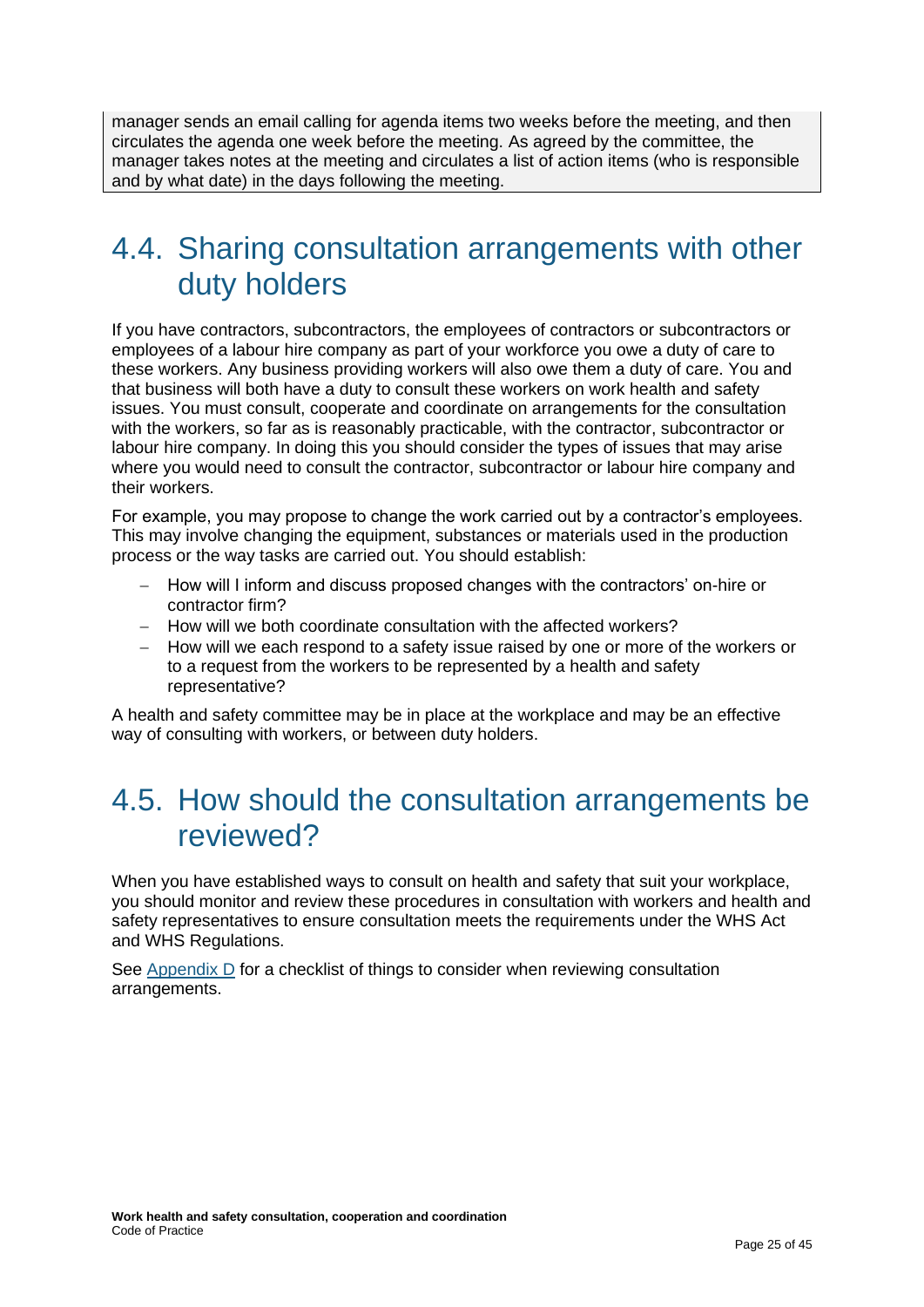manager sends an email calling for agenda items two weeks before the meeting, and then circulates the agenda one week before the meeting. As agreed by the committee, the manager takes notes at the meeting and circulates a list of action items (who is responsible and by what date) in the days following the meeting.

## 4.4. Sharing consultation arrangements with other duty holders

If you have contractors, subcontractors, the employees of contractors or subcontractors or employees of a labour hire company as part of your workforce you owe a duty of care to these workers. Any business providing workers will also owe them a duty of care. You and that business will both have a duty to consult these workers on work health and safety issues. You must consult, cooperate and coordinate on arrangements for the consultation with the workers, so far as is reasonably practicable, with the contractor, subcontractor or labour hire company. In doing this you should consider the types of issues that may arise where you would need to consult the contractor, subcontractor or labour hire company and their workers.

For example, you may propose to change the work carried out by a contractor's employees. This may involve changing the equipment, substances or materials used in the production process or the way tasks are carried out. You should establish:

- How will I inform and discuss proposed changes with the contractors' on-hire or contractor firm?
- How will we both coordinate consultation with the affected workers?
- How will we each respond to a safety issue raised by one or more of the workers or to a request from the workers to be represented by a health and safety representative?

A health and safety committee may be in place at the workplace and may be an effective way of consulting with workers, or between duty holders.

## 4.5. How should the consultation arrangements be reviewed?

When you have established ways to consult on health and safety that suit your workplace, you should monitor and review these procedures in consultation with workers and health and safety representatives to ensure consultation meets the requirements under the WHS Act and WHS Regulations.

See Appendix D for a checklist of things to consider when reviewing consultation arrangements.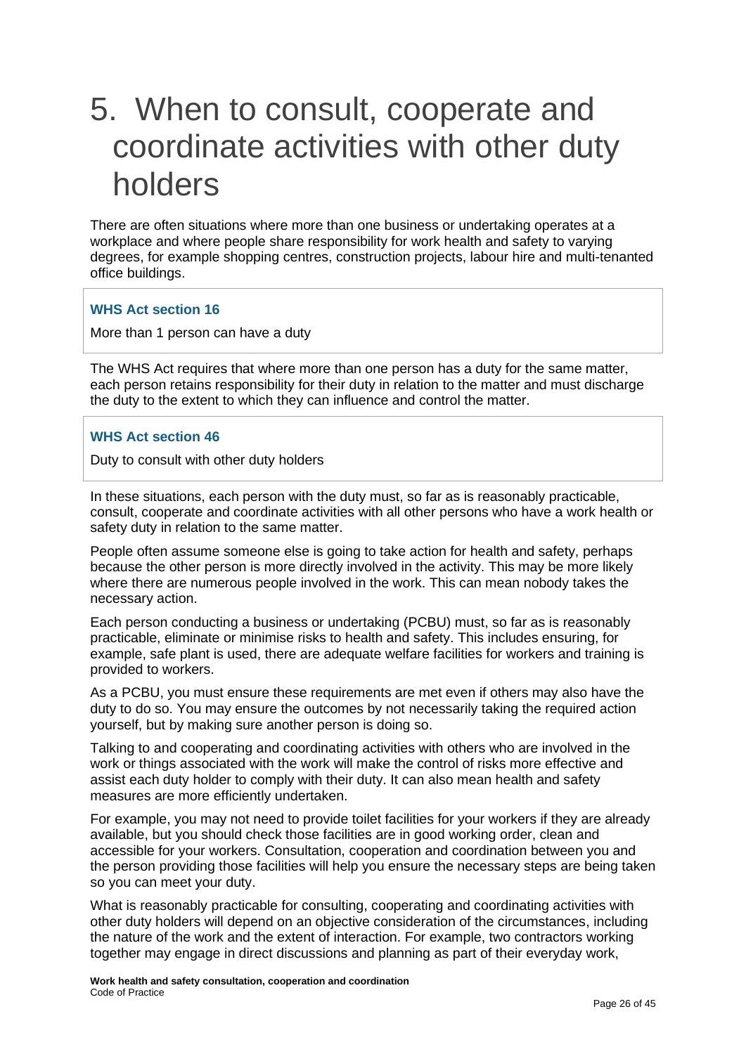# 5. When to consult, cooperate and coordinate activities with other duty holders

There are often situations where more than one business or undertaking operates at a workplace and where people share responsibility for work health and safety to varying degrees, for example shopping centres, construction projects, labour hire and multi-tenanted office buildings.

**WHS Act section 16**

More than 1 person can have a duty

The WHS Act requires that where more than one person has a duty for the same matter, each person retains responsibility for their duty in relation to the matter and must discharge the duty to the extent to which they can influence and control the matter.

**WHS Act section 46**

Duty to consult with other duty holders

In these situations, each person with the duty must, so far as is reasonably practicable, consult, cooperate and coordinate activities with all other persons who have a work health or safety duty in relation to the same matter.

People often assume someone else is going to take action for health and safety, perhaps because the other person is more directly involved in the activity. This may be more likely where there are numerous people involved in the work. This can mean nobody takes the necessary action.

Each person conducting a business or undertaking (PCBU) must, so far as is reasonably practicable, eliminate or minimise risks to health and safety. This includes ensuring, for example, safe plant is used, there are adequate welfare facilities for workers and training is provided to workers.

As a PCBU, you must ensure these requirements are met even if others may also have the duty to do so. You may ensure the outcomes by not necessarily taking the required action yourself, but by making sure another person is doing so.

Talking to and cooperating and coordinating activities with others who are involved in the work or things associated with the work will make the control of risks more effective and assist each duty holder to comply with their duty. It can also mean health and safety measures are more efficiently undertaken.

For example, you may not need to provide toilet facilities for your workers if they are already available, but you should check those facilities are in good working order, clean and accessible for your workers. Consultation, cooperation and coordination between you and the person providing those facilities will help you ensure the necessary steps are being taken so you can meet your duty.

What is reasonably practicable for consulting, cooperating and coordinating activities with other duty holders will depend on an objective consideration of the circumstances, including the nature of the work and the extent of interaction. For example, two contractors working together may engage in direct discussions and planning as part of their everyday work,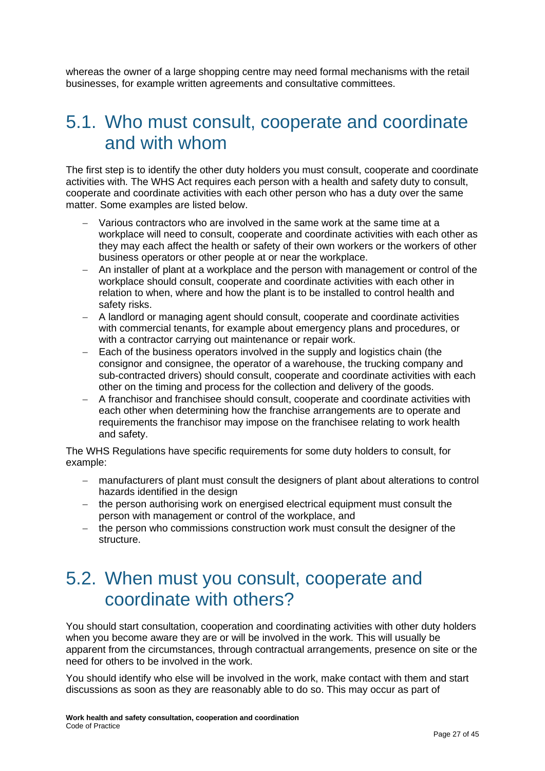whereas the owner of a large shopping centre may need formal mechanisms with the retail businesses, for example written agreements and consultative committees.

## 5.1. Who must consult, cooperate and coordinate and with whom

The first step is to identify the other duty holders you must consult, cooperate and coordinate activities with. The WHS Act requires each person with a health and safety duty to consult, cooperate and coordinate activities with each other person who has a duty over the same matter. Some examples are listed below.

- Various contractors who are involved in the same work at the same time at a workplace will need to consult, cooperate and coordinate activities with each other as they may each affect the health or safety of their own workers or the workers of other business operators or other people at or near the workplace.
- An installer of plant at a workplace and the person with management or control of the workplace should consult, cooperate and coordinate activities with each other in relation to when, where and how the plant is to be installed to control health and safety risks.
- A landlord or managing agent should consult, cooperate and coordinate activities with commercial tenants, for example about emergency plans and procedures, or with a contractor carrying out maintenance or repair work.
- Each of the business operators involved in the supply and logistics chain (the consignor and consignee, the operator of a warehouse, the trucking company and sub-contracted drivers) should consult, cooperate and coordinate activities with each other on the timing and process for the collection and delivery of the goods.
- A franchisor and franchisee should consult, cooperate and coordinate activities with each other when determining how the franchise arrangements are to operate and requirements the franchisor may impose on the franchisee relating to work health and safety.

The WHS Regulations have specific requirements for some duty holders to consult, for example:

- manufacturers of plant must consult the designers of plant about alterations to control hazards identified in the design
- the person authorising work on energised electrical equipment must consult the person with management or control of the workplace, and
- the person who commissions construction work must consult the designer of the structure.

## 5.2. When must you consult, cooperate and coordinate with others?

You should start consultation, cooperation and coordinating activities with other duty holders when you become aware they are or will be involved in the work. This will usually be apparent from the circumstances, through contractual arrangements, presence on site or the need for others to be involved in the work.

You should identify who else will be involved in the work, make contact with them and start discussions as soon as they are reasonably able to do so. This may occur as part of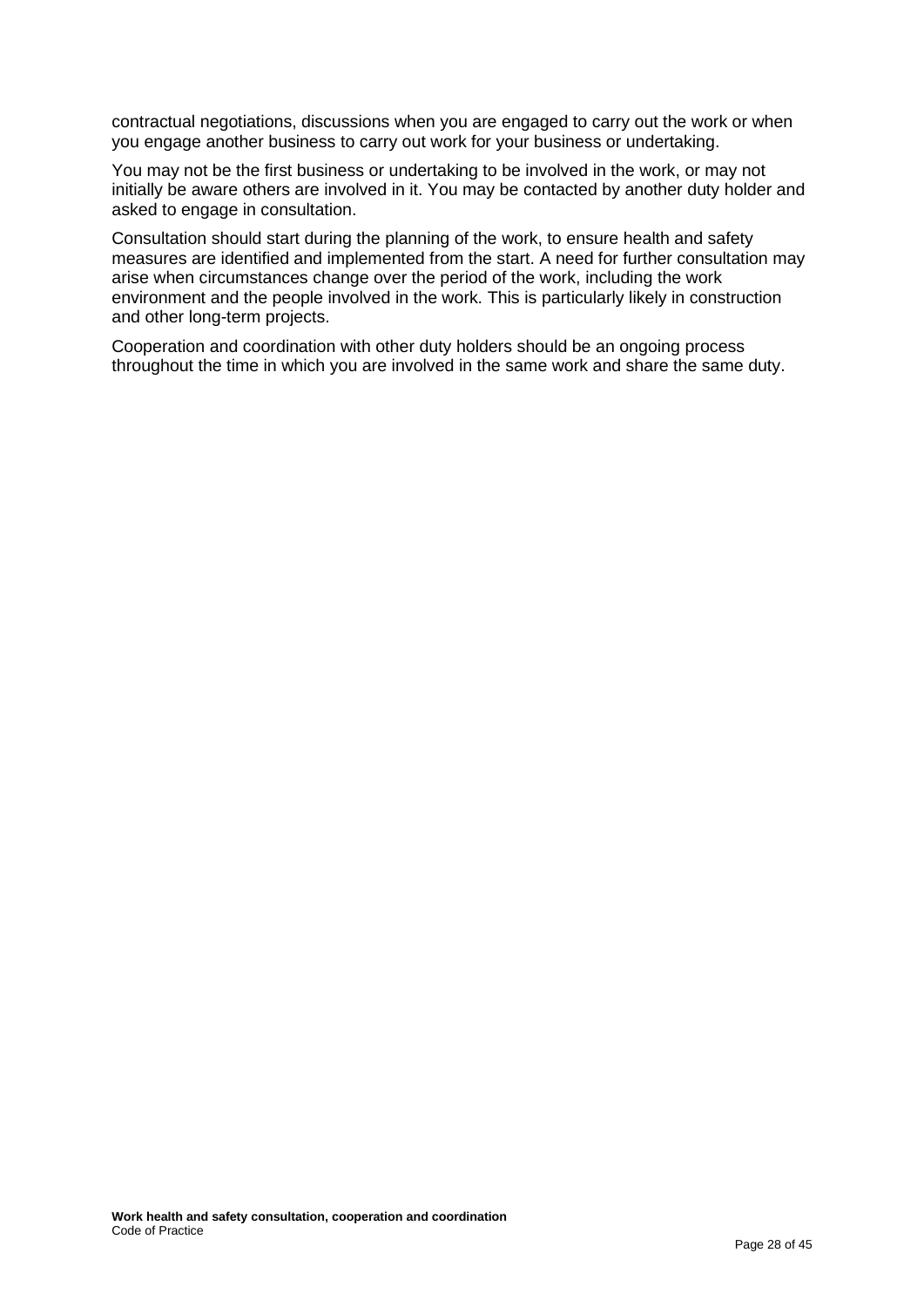contractual negotiations, discussions when you are engaged to carry out the work or when you engage another business to carry out work for your business or undertaking.

You may not be the first business or undertaking to be involved in the work, or may not initially be aware others are involved in it. You may be contacted by another duty holder and asked to engage in consultation.

Consultation should start during the planning of the work, to ensure health and safety measures are identified and implemented from the start. A need for further consultation may arise when circumstances change over the period of the work, including the work environment and the people involved in the work. This is particularly likely in construction and other long-term projects.

Cooperation and coordination with other duty holders should be an ongoing process throughout the time in which you are involved in the same work and share the same duty.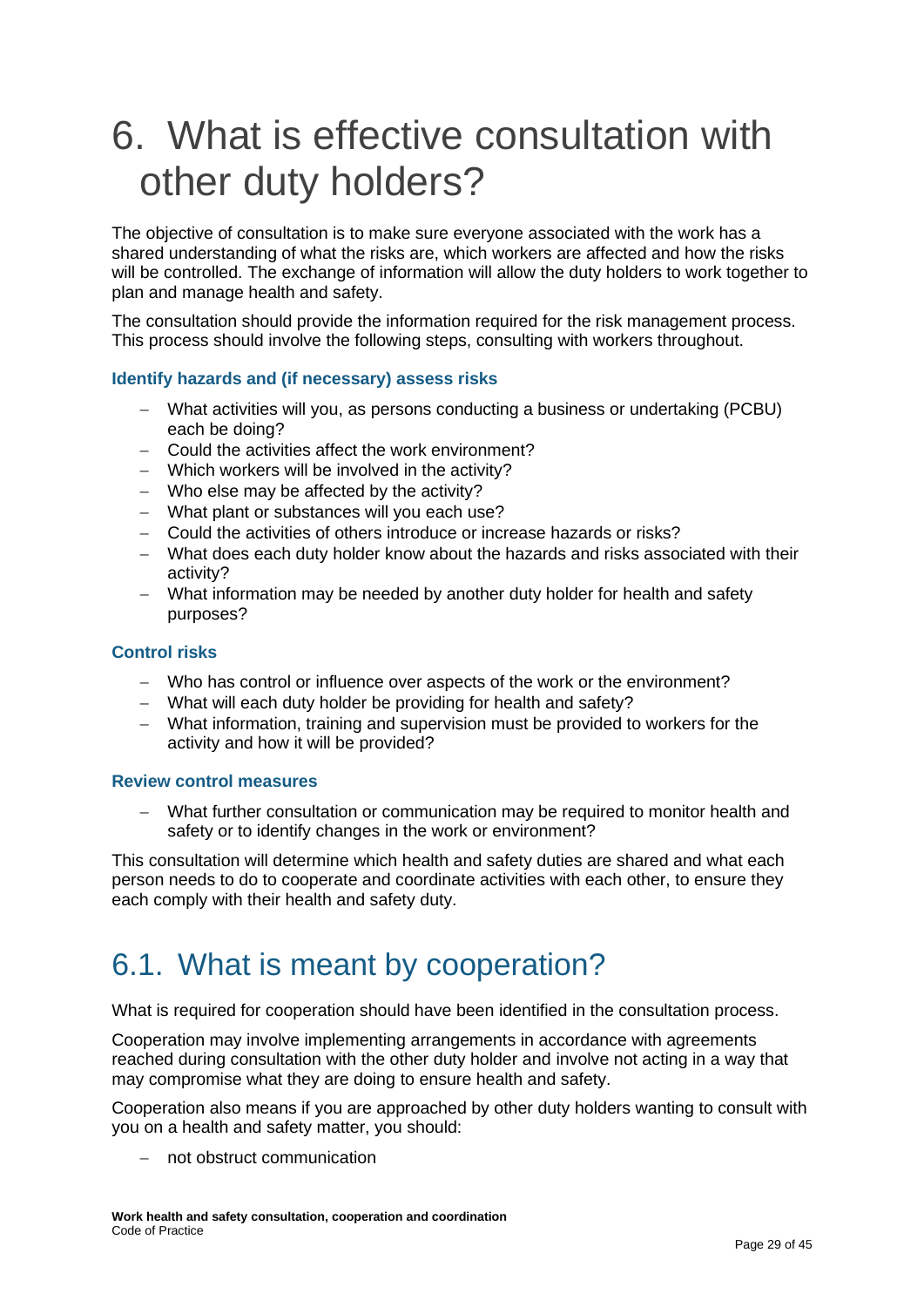# 6. What is effective consultation with other duty holders?

The objective of consultation is to make sure everyone associated with the work has a shared understanding of what the risks are, which workers are affected and how the risks will be controlled. The exchange of information will allow the duty holders to work together to plan and manage health and safety.

The consultation should provide the information required for the risk management process. This process should involve the following steps, consulting with workers throughout.

### Identify hazards and (if necessary) assess risks

- What activities will you, as persons conducting a business or undertaking (PCBU) each be doing?
- Could the activities affect the work environment?
- Which workers will be involved in the activity?
- Who else may be affected by the activity?
- What plant or substances will you each use?
- Could the activities of others introduce or increase hazards or risks?
- What does each duty holder know about the hazards and risks associated with their activity?
- What information may be needed by another duty holder for health and safety purposes?

### Control risks

- Who has control or influence over aspects of the work or the environment?
- What will each duty holder be providing for health and safety?
- What information, training and supervision must be provided to workers for the activity and how it will be provided?

### Review control measures

- What further consultation or communication may be required to monitor health and safety or to identify changes in the work or environment?

This consultation will determine which health and safety duties are shared and what each person needs to do to cooperate and coordinate activities with each other, to ensure they each comply with their health and safety duty.

## 6.1. What is meant by cooperation?

What is required for cooperation should have been identified in the consultation process.

Cooperation may involve implementing arrangements in accordance with agreements reached during consultation with the other duty holder and involve not acting in a way that may compromise what they are doing to ensure health and safety.

Cooperation also means if you are approached by other duty holders wanting to consult with you on a health and safety matter, you should:

- not obstruct communication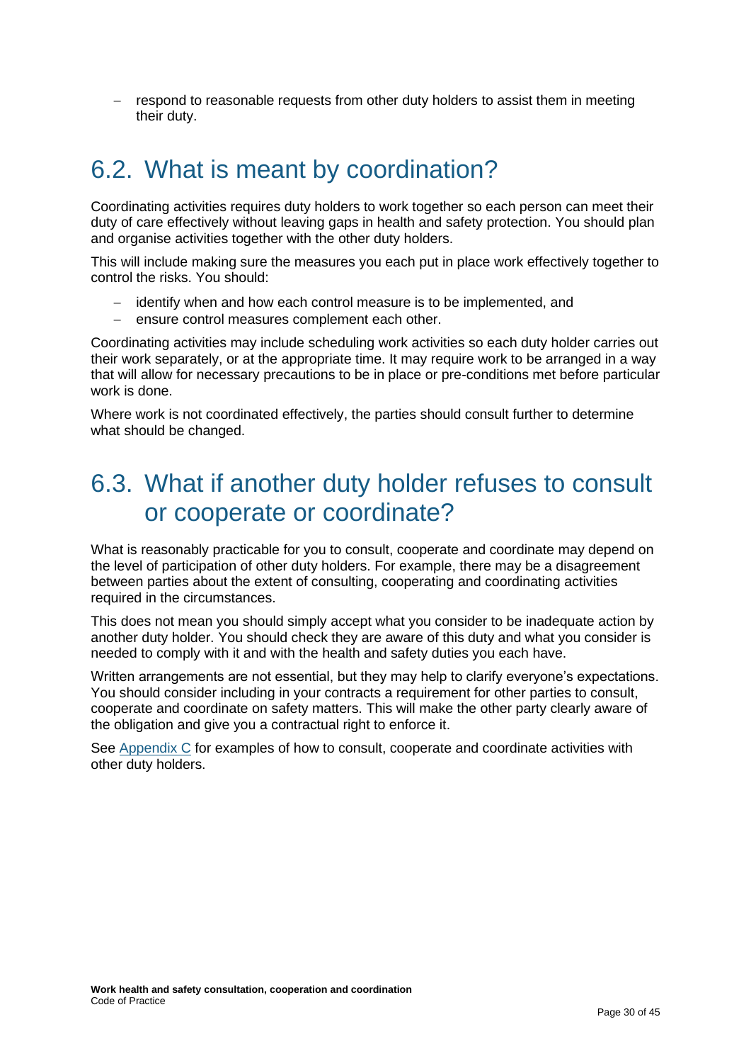- respond to reasonable requests from other duty holders to assist them in meeting their duty.

## 6.2. What is meant by coordination?

Coordinating activities requires duty holders to work together so each person can meet their duty of care effectively without leaving gaps in health and safety protection. You should plan and organise activities together with the other duty holders.

This will include making sure the measures you each put in place work effectively together to control the risks. You should:

- identify when and how each control measure is to be implemented, and
- ensure control measures complement each other.

Coordinating activities may include scheduling work activities so each duty holder carries out their work separately, or at the appropriate time. It may require work to be arranged in a way that will allow for necessary precautions to be in place or pre-conditions met before particular work is done.

Where work is not coordinated effectively, the parties should consult further to determine what should be changed.

## 6.3. What if another duty holder refuses to consult or cooperate or coordinate?

What is reasonably practicable for you to consult, cooperate and coordinate may depend on the level of participation of other duty holders. For example, there may be a disagreement between parties about the extent of consulting, cooperating and coordinating activities required in the circumstances.

This does not mean you should simply accept what you consider to be inadequate action by another duty holder. You should check they are aware of this duty and what you consider is needed to comply with it and with the health and safety duties you each have.

Written arrangements are not essential, but they may help to clarify everyone's expectations. You should consider including in your contracts a requirement for other parties to consult, cooperate and coordinate on safety matters. This will make the other party clearly aware of the obligation and give you a contractual right to enforce it.

See Appendix C for examples of how to consult, cooperate and coordinate activities with other duty holders.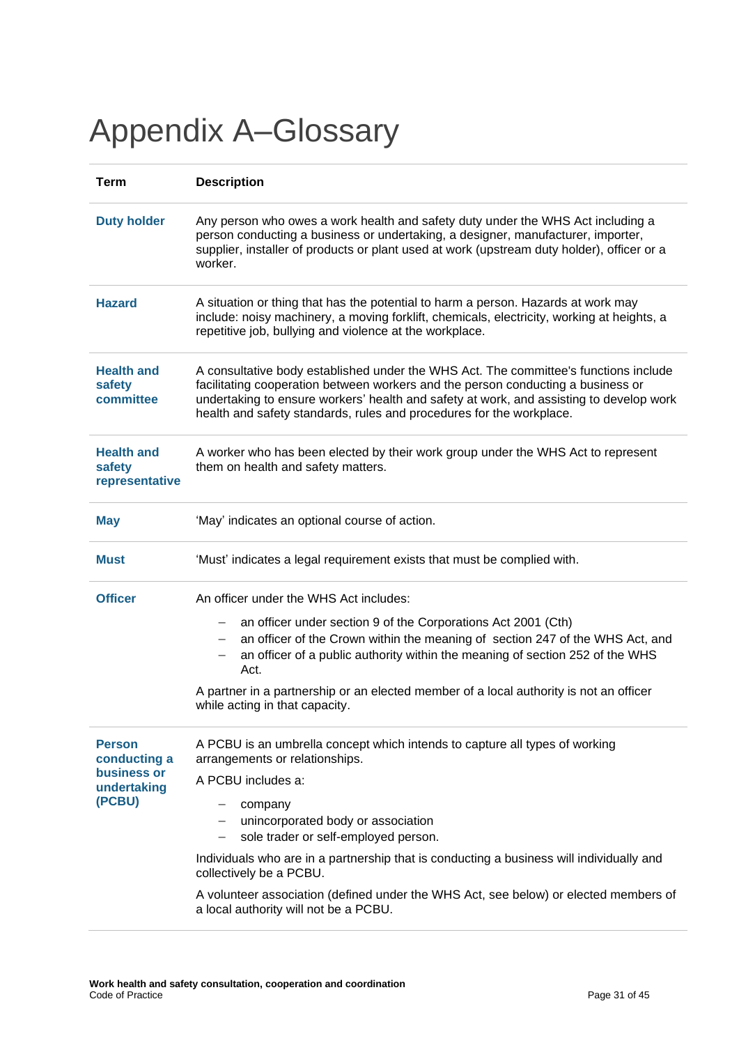# Appendix A–Glossary

| Term | Description |
| --- | --- |
| **Duty holder** | Any person who owes a work health and safety duty under the WHS Act including a person conducting a business or undertaking, a designer, manufacturer, importer, supplier, installer of products or plant used at work (upstream duty holder), officer or a worker. |
| **Hazard** | A situation or thing that has the potential to harm a person. Hazards at work may include: noisy machinery, a moving forklift, chemicals, electricity, working at heights, a repetitive job, bullying and violence at the workplace. |
| **Health and safety committee** | A consultative body established under the WHS Act. The committee's functions include facilitating cooperation between workers and the person conducting a business or undertaking to ensure workers' health and safety at work, and assisting to develop work health and safety standards, rules and procedures for the workplace. |
| **Health and safety representative** | A worker who has been elected by their work group under the WHS Act to represent them on health and safety matters. |
| **May** | 'May' indicates an optional course of action. |
| **Must** | 'Must' indicates a legal requirement exists that must be complied with. |
| **Officer** | An officer under the WHS Act includes:<br>– an officer under section 9 of the Corporations Act 2001 (Cth)<br>– an officer of the Crown within the meaning of section 247 of the WHS Act, and<br>– an officer of a public authority within the meaning of section 252 of the WHS Act.<br>A partner in a partnership or an elected member of a local authority is not an officer while acting in that capacity. |
| **Person conducting a business or undertaking (PCBU)** | A PCBU is an umbrella concept which intends to capture all types of working arrangements or relationships.<br>A PCBU includes a:<br>– company<br>– unincorporated body or association<br>– sole trader or self-employed person.<br>Individuals who are in a partnership that is conducting a business will individually and collectively be a PCBU.<br>A volunteer association (defined under the WHS Act, see below) or elected members of a local authority will not be a PCBU. |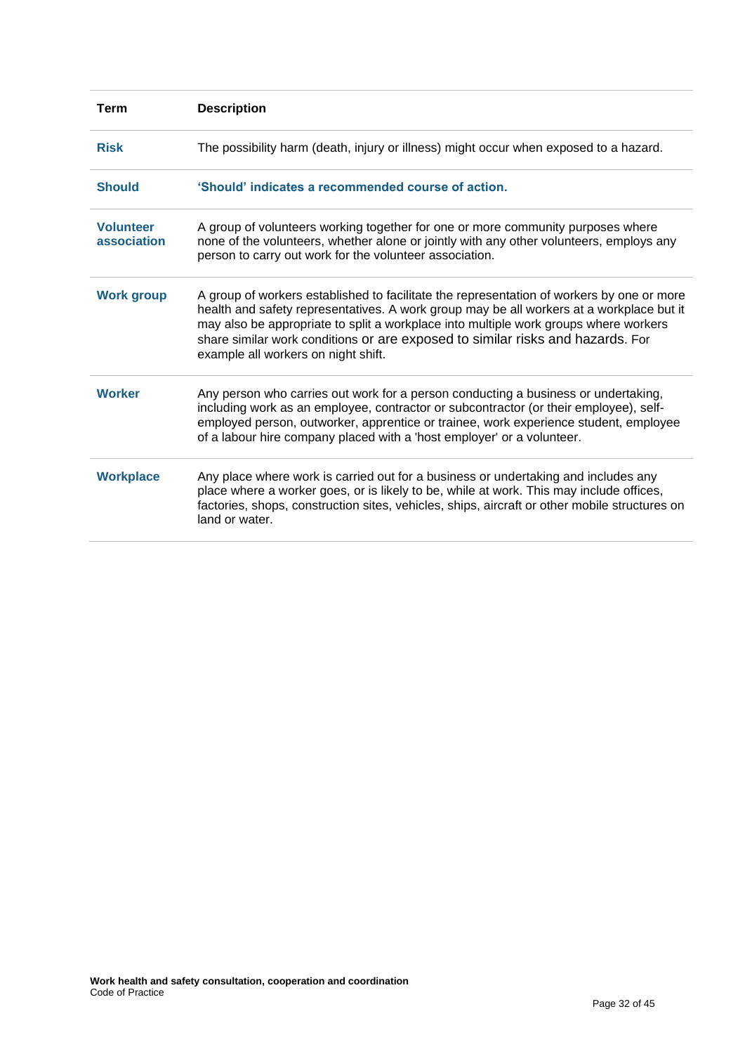| Term | Description |
|---|---|
| **Risk** | The possibility harm (death, injury or illness) might occur when exposed to a hazard. |
| **Should** | **'Should' indicates a recommended course of action.** |
| **Volunteer association** | A group of volunteers working together for one or more community purposes where none of the volunteers, whether alone or jointly with any other volunteers, employs any person to carry out work for the volunteer association. |
| **Work group** | A group of workers established to facilitate the representation of workers by one or more health and safety representatives. A work group may be all workers at a workplace but it may also be appropriate to split a workplace into multiple work groups where workers share similar work conditions or are exposed to similar risks and hazards. For example all workers on night shift. |
| **Worker** | Any person who carries out work for a person conducting a business or undertaking, including work as an employee, contractor or subcontractor (or their employee), self-employed person, outworker, apprentice or trainee, work experience student, employee of a labour hire company placed with a 'host employer' or a volunteer. |
| **Workplace** | Any place where work is carried out for a business or undertaking and includes any place where a worker goes, or is likely to be, while at work. This may include offices, factories, shops, construction sites, vehicles, ships, aircraft or other mobile structures on land or water. |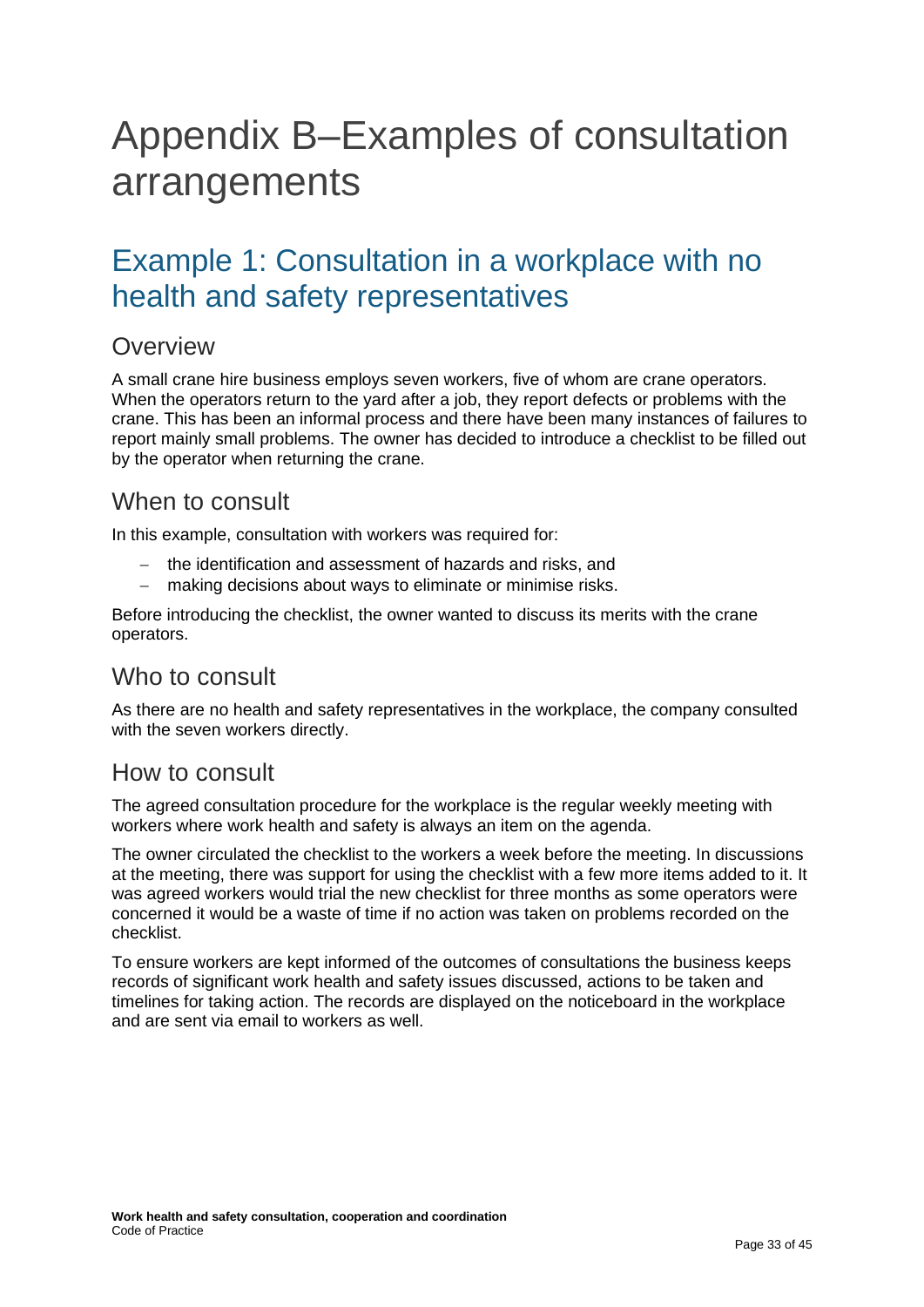# Appendix B–Examples of consultation arrangements

## Example 1: Consultation in a workplace with no health and safety representatives

### Overview

A small crane hire business employs seven workers, five of whom are crane operators. When the operators return to the yard after a job, they report defects or problems with the crane. This has been an informal process and there have been many instances of failures to report mainly small problems. The owner has decided to introduce a checklist to be filled out by the operator when returning the crane.

### When to consult

In this example, consultation with workers was required for:

- the identification and assessment of hazards and risks, and
- making decisions about ways to eliminate or minimise risks.

Before introducing the checklist, the owner wanted to discuss its merits with the crane operators.

### Who to consult

As there are no health and safety representatives in the workplace, the company consulted with the seven workers directly.

### How to consult

The agreed consultation procedure for the workplace is the regular weekly meeting with workers where work health and safety is always an item on the agenda.

The owner circulated the checklist to the workers a week before the meeting. In discussions at the meeting, there was support for using the checklist with a few more items added to it. It was agreed workers would trial the new checklist for three months as some operators were concerned it would be a waste of time if no action was taken on problems recorded on the checklist.

To ensure workers are kept informed of the outcomes of consultations the business keeps records of significant work health and safety issues discussed, actions to be taken and timelines for taking action. The records are displayed on the noticeboard in the workplace and are sent via email to workers as well.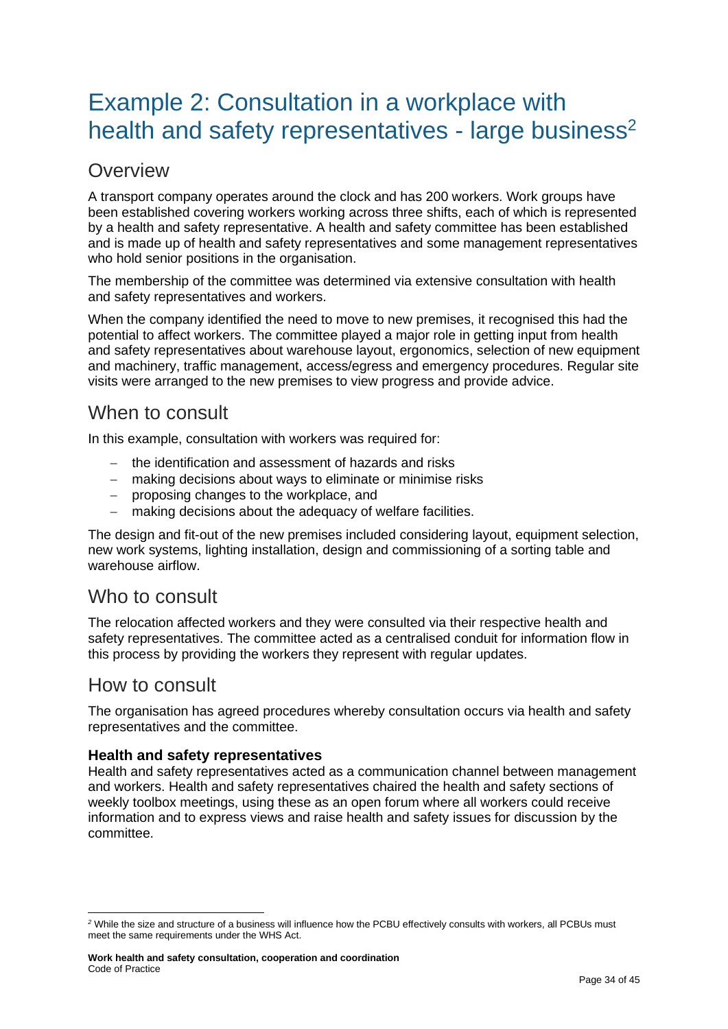# Example 2: Consultation in a workplace with health and safety representatives - large business[2]

## Overview

A transport company operates around the clock and has 200 workers. Work groups have been established covering workers working across three shifts, each of which is represented by a health and safety representative. A health and safety committee has been established and is made up of health and safety representatives and some management representatives who hold senior positions in the organisation.

The membership of the committee was determined via extensive consultation with health and safety representatives and workers.

When the company identified the need to move to new premises, it recognised this had the potential to affect workers. The committee played a major role in getting input from health and safety representatives about warehouse layout, ergonomics, selection of new equipment and machinery, traffic management, access/egress and emergency procedures. Regular site visits were arranged to the new premises to view progress and provide advice.

## When to consult

In this example, consultation with workers was required for:

- the identification and assessment of hazards and risks
- making decisions about ways to eliminate or minimise risks
- proposing changes to the workplace, and
- making decisions about the adequacy of welfare facilities.

The design and fit-out of the new premises included considering layout, equipment selection, new work systems, lighting installation, design and commissioning of a sorting table and warehouse airflow.

## Who to consult

The relocation affected workers and they were consulted via their respective health and safety representatives. The committee acted as a centralised conduit for information flow in this process by providing the workers they represent with regular updates.

## How to consult

The organisation has agreed procedures whereby consultation occurs via health and safety representatives and the committee.

**Health and safety representatives**

Health and safety representatives acted as a communication channel between management and workers. Health and safety representatives chaired the health and safety sections of weekly toolbox meetings, using these as an open forum where all workers could receive information and to express views and raise health and safety issues for discussion by the committee.

---

[2] While the size and structure of a business will influence how the PCBU effectively consults with workers, all PCBUs must meet the same requirements under the WHS Act.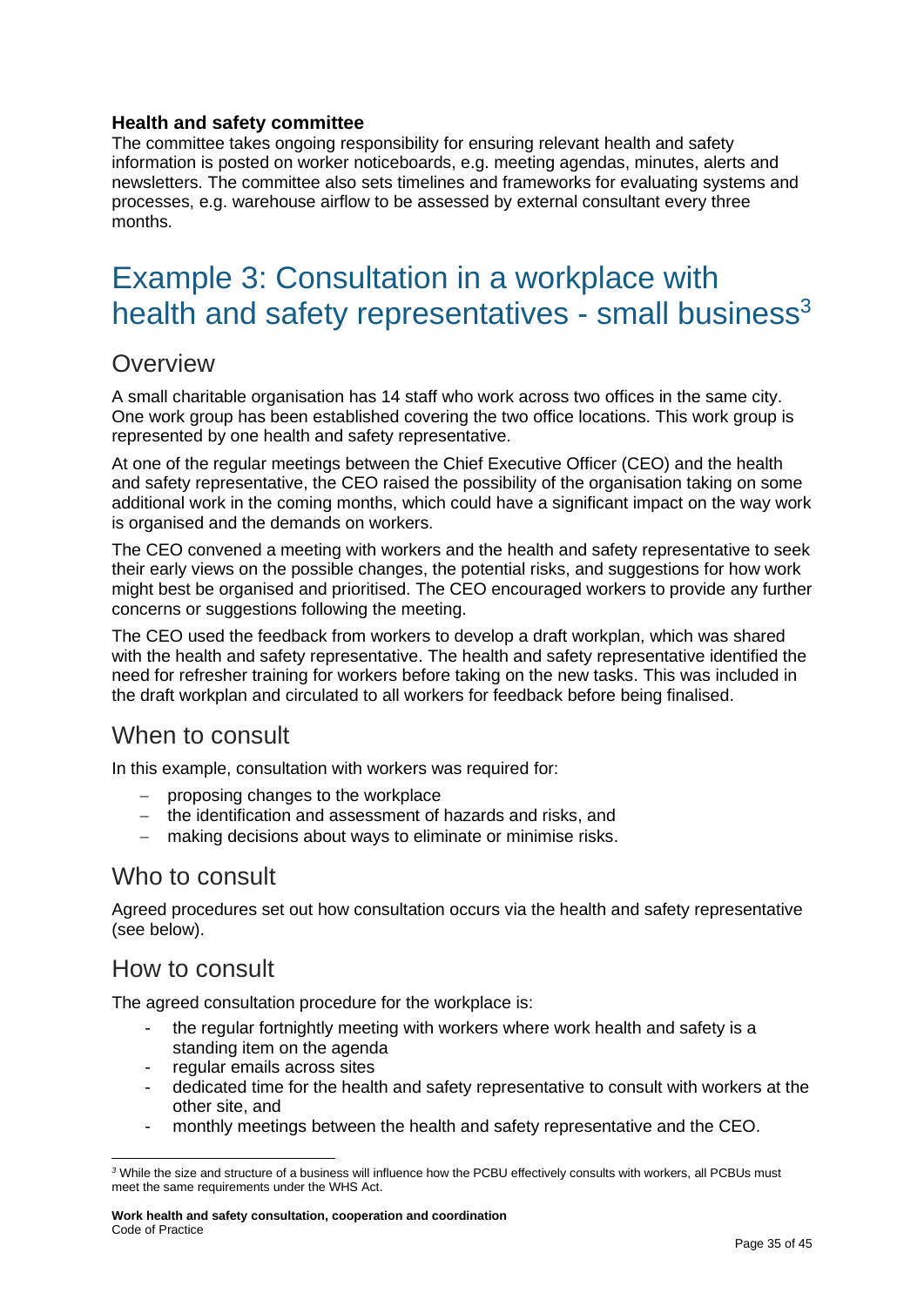**Health and safety committee**

The committee takes ongoing responsibility for ensuring relevant health and safety information is posted on worker noticeboards, e.g. meeting agendas, minutes, alerts and newsletters. The committee also sets timelines and frameworks for evaluating systems and processes, e.g. warehouse airflow to be assessed by external consultant every three months.

# Example 3: Consultation in a workplace with health and safety representatives - small business[3]

## Overview

A small charitable organisation has 14 staff who work across two offices in the same city. One work group has been established covering the two office locations. This work group is represented by one health and safety representative.

At one of the regular meetings between the Chief Executive Officer (CEO) and the health and safety representative, the CEO raised the possibility of the organisation taking on some additional work in the coming months, which could have a significant impact on the way work is organised and the demands on workers.

The CEO convened a meeting with workers and the health and safety representative to seek their early views on the possible changes, the potential risks, and suggestions for how work might best be organised and prioritised. The CEO encouraged workers to provide any further concerns or suggestions following the meeting.

The CEO used the feedback from workers to develop a draft workplan, which was shared with the health and safety representative. The health and safety representative identified the need for refresher training for workers before taking on the new tasks. This was included in the draft workplan and circulated to all workers for feedback before being finalised.

## When to consult

In this example, consultation with workers was required for:

- proposing changes to the workplace
- the identification and assessment of hazards and risks, and
- making decisions about ways to eliminate or minimise risks.

## Who to consult

Agreed procedures set out how consultation occurs via the health and safety representative (see below).

## How to consult

The agreed consultation procedure for the workplace is:

- the regular fortnightly meeting with workers where work health and safety is a standing item on the agenda
- regular emails across sites
- dedicated time for the health and safety representative to consult with workers at the other site, and
- monthly meetings between the health and safety representative and the CEO.

[3] While the size and structure of a business will influence how the PCBU effectively consults with workers, all PCBUs must meet the same requirements under the WHS Act.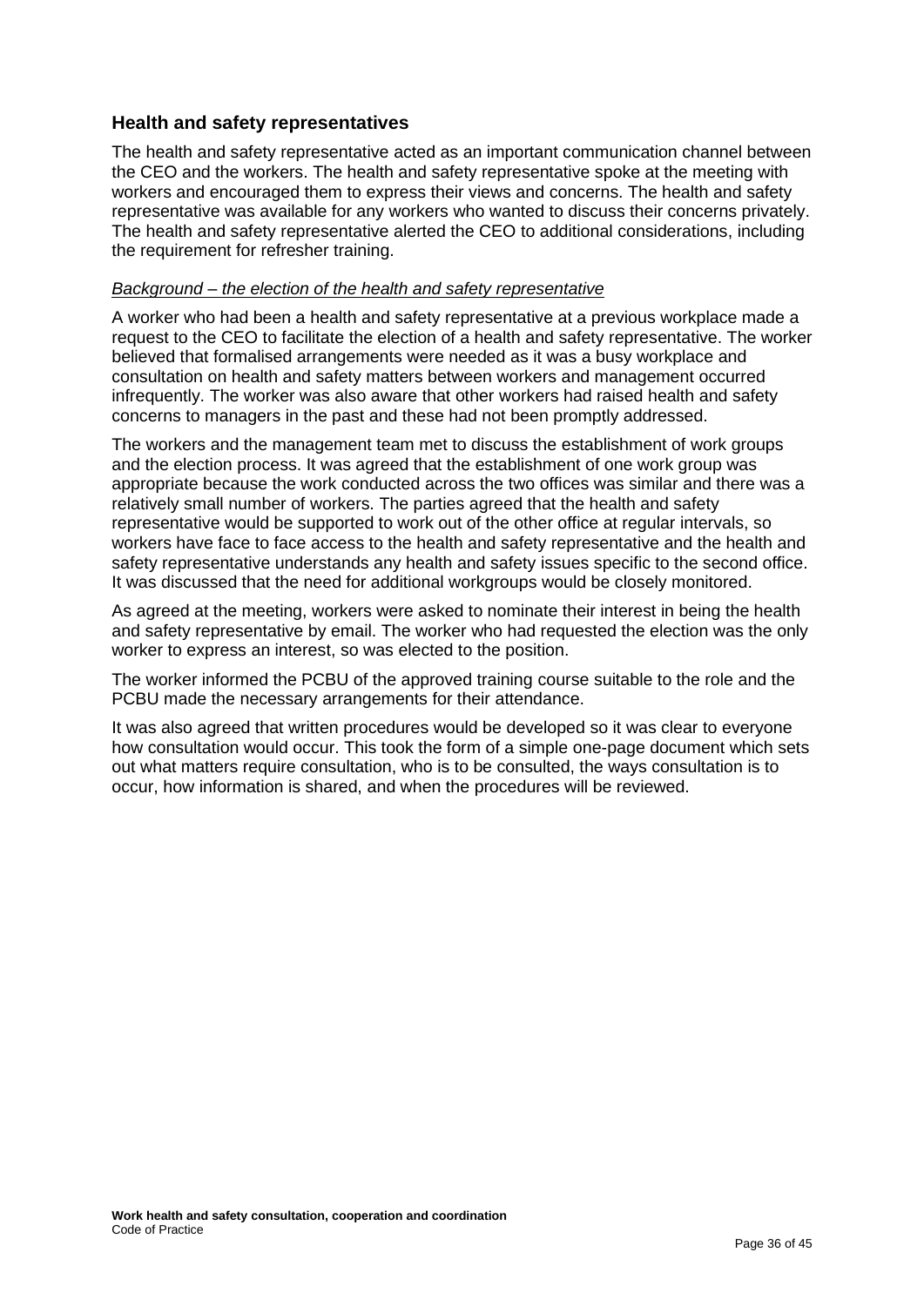### Health and safety representatives

The health and safety representative acted as an important communication channel between the CEO and the workers. The health and safety representative spoke at the meeting with workers and encouraged them to express their views and concerns. The health and safety representative was available for any workers who wanted to discuss their concerns privately. The health and safety representative alerted the CEO to additional considerations, including the requirement for refresher training.

<u>*Background – the election of the health and safety representative*</u>

A worker who had been a health and safety representative at a previous workplace made a request to the CEO to facilitate the election of a health and safety representative. The worker believed that formalised arrangements were needed as it was a busy workplace and consultation on health and safety matters between workers and management occurred infrequently. The worker was also aware that other workers had raised health and safety concerns to managers in the past and these had not been promptly addressed.

The workers and the management team met to discuss the establishment of work groups and the election process. It was agreed that the establishment of one work group was appropriate because the work conducted across the two offices was similar and there was a relatively small number of workers. The parties agreed that the health and safety representative would be supported to work out of the other office at regular intervals, so workers have face to face access to the health and safety representative and the health and safety representative understands any health and safety issues specific to the second office. It was discussed that the need for additional workgroups would be closely monitored.

As agreed at the meeting, workers were asked to nominate their interest in being the health and safety representative by email. The worker who had requested the election was the only worker to express an interest, so was elected to the position.

The worker informed the PCBU of the approved training course suitable to the role and the PCBU made the necessary arrangements for their attendance.

It was also agreed that written procedures would be developed so it was clear to everyone how consultation would occur. This took the form of a simple one-page document which sets out what matters require consultation, who is to be consulted, the ways consultation is to occur, how information is shared, and when the procedures will be reviewed.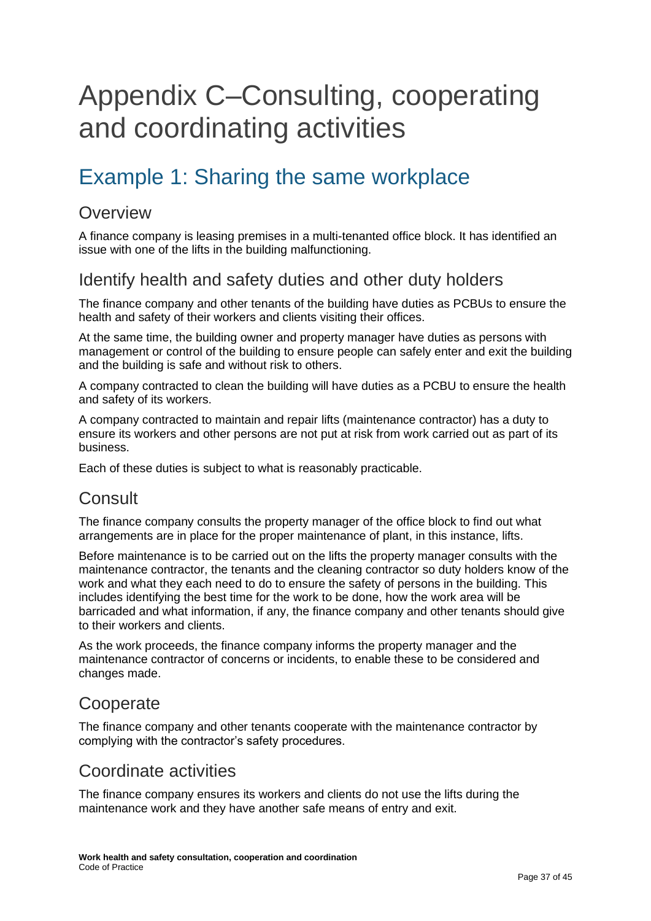# Appendix C–Consulting, cooperating and coordinating activities

## Example 1: Sharing the same workplace

### Overview

A finance company is leasing premises in a multi-tenanted office block. It has identified an issue with one of the lifts in the building malfunctioning.

### Identify health and safety duties and other duty holders

The finance company and other tenants of the building have duties as PCBUs to ensure the health and safety of their workers and clients visiting their offices.

At the same time, the building owner and property manager have duties as persons with management or control of the building to ensure people can safely enter and exit the building and the building is safe and without risk to others.

A company contracted to clean the building will have duties as a PCBU to ensure the health and safety of its workers.

A company contracted to maintain and repair lifts (maintenance contractor) has a duty to ensure its workers and other persons are not put at risk from work carried out as part of its business.

Each of these duties is subject to what is reasonably practicable.

### Consult

The finance company consults the property manager of the office block to find out what arrangements are in place for the proper maintenance of plant, in this instance, lifts.

Before maintenance is to be carried out on the lifts the property manager consults with the maintenance contractor, the tenants and the cleaning contractor so duty holders know of the work and what they each need to do to ensure the safety of persons in the building. This includes identifying the best time for the work to be done, how the work area will be barricaded and what information, if any, the finance company and other tenants should give to their workers and clients.

As the work proceeds, the finance company informs the property manager and the maintenance contractor of concerns or incidents, to enable these to be considered and changes made.

### Cooperate

The finance company and other tenants cooperate with the maintenance contractor by complying with the contractor's safety procedures.

### Coordinate activities

The finance company ensures its workers and clients do not use the lifts during the maintenance work and they have another safe means of entry and exit.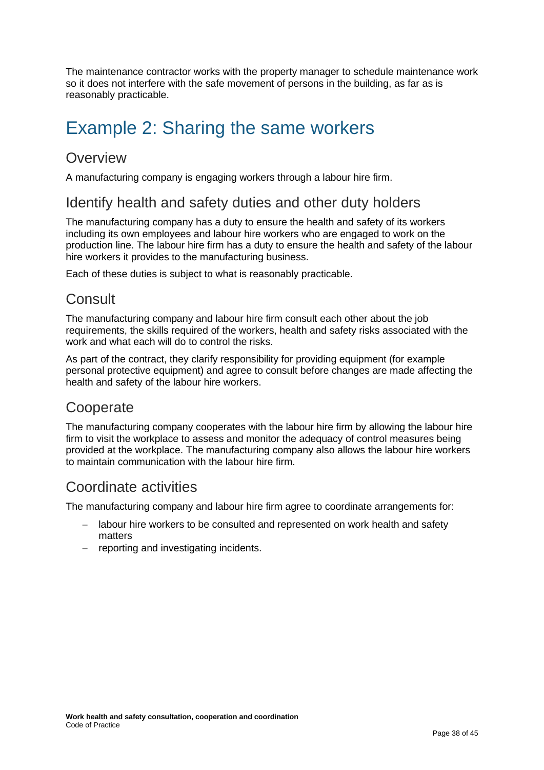The maintenance contractor works with the property manager to schedule maintenance work so it does not interfere with the safe movement of persons in the building, as far as is reasonably practicable.

# Example 2: Sharing the same workers

## Overview

A manufacturing company is engaging workers through a labour hire firm.

## Identify health and safety duties and other duty holders

The manufacturing company has a duty to ensure the health and safety of its workers including its own employees and labour hire workers who are engaged to work on the production line. The labour hire firm has a duty to ensure the health and safety of the labour hire workers it provides to the manufacturing business.

Each of these duties is subject to what is reasonably practicable.

## Consult

The manufacturing company and labour hire firm consult each other about the job requirements, the skills required of the workers, health and safety risks associated with the work and what each will do to control the risks.

As part of the contract, they clarify responsibility for providing equipment (for example personal protective equipment) and agree to consult before changes are made affecting the health and safety of the labour hire workers.

## Cooperate

The manufacturing company cooperates with the labour hire firm by allowing the labour hire firm to visit the workplace to assess and monitor the adequacy of control measures being provided at the workplace. The manufacturing company also allows the labour hire workers to maintain communication with the labour hire firm.

## Coordinate activities

The manufacturing company and labour hire firm agree to coordinate arrangements for:

- labour hire workers to be consulted and represented on work health and safety matters
- reporting and investigating incidents.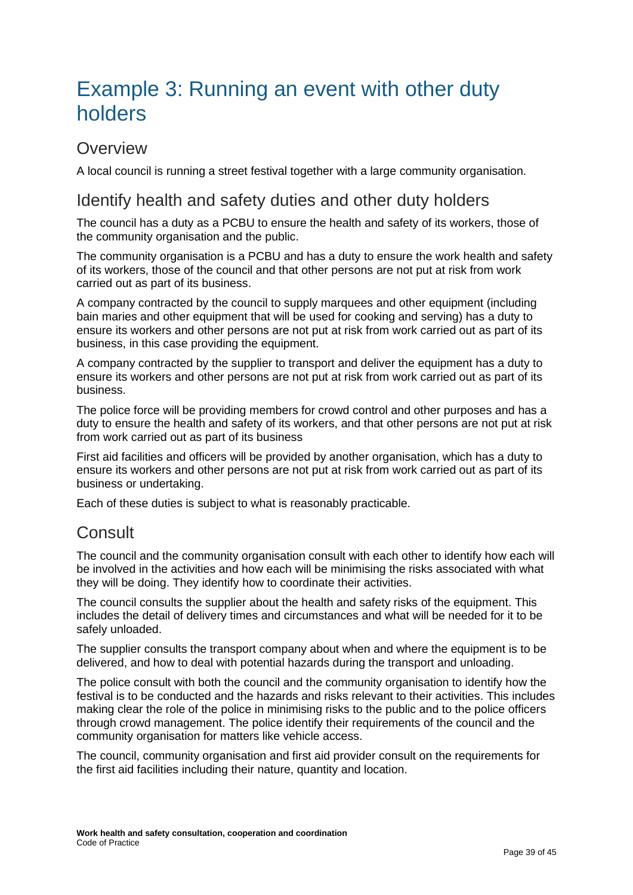# Example 3: Running an event with other duty holders

## Overview

A local council is running a street festival together with a large community organisation.

## Identify health and safety duties and other duty holders

The council has a duty as a PCBU to ensure the health and safety of its workers, those of the community organisation and the public.

The community organisation is a PCBU and has a duty to ensure the work health and safety of its workers, those of the council and that other persons are not put at risk from work carried out as part of its business.

A company contracted by the council to supply marquees and other equipment (including bain maries and other equipment that will be used for cooking and serving) has a duty to ensure its workers and other persons are not put at risk from work carried out as part of its business, in this case providing the equipment.

A company contracted by the supplier to transport and deliver the equipment has a duty to ensure its workers and other persons are not put at risk from work carried out as part of its business.

The police force will be providing members for crowd control and other purposes and has a duty to ensure the health and safety of its workers, and that other persons are not put at risk from work carried out as part of its business

First aid facilities and officers will be provided by another organisation, which has a duty to ensure its workers and other persons are not put at risk from work carried out as part of its business or undertaking.

Each of these duties is subject to what is reasonably practicable.

## Consult

The council and the community organisation consult with each other to identify how each will be involved in the activities and how each will be minimising the risks associated with what they will be doing. They identify how to coordinate their activities.

The council consults the supplier about the health and safety risks of the equipment. This includes the detail of delivery times and circumstances and what will be needed for it to be safely unloaded.

The supplier consults the transport company about when and where the equipment is to be delivered, and how to deal with potential hazards during the transport and unloading.

The police consult with both the council and the community organisation to identify how the festival is to be conducted and the hazards and risks relevant to their activities. This includes making clear the role of the police in minimising risks to the public and to the police officers through crowd management. The police identify their requirements of the council and the community organisation for matters like vehicle access.

The council, community organisation and first aid provider consult on the requirements for the first aid facilities including their nature, quantity and location.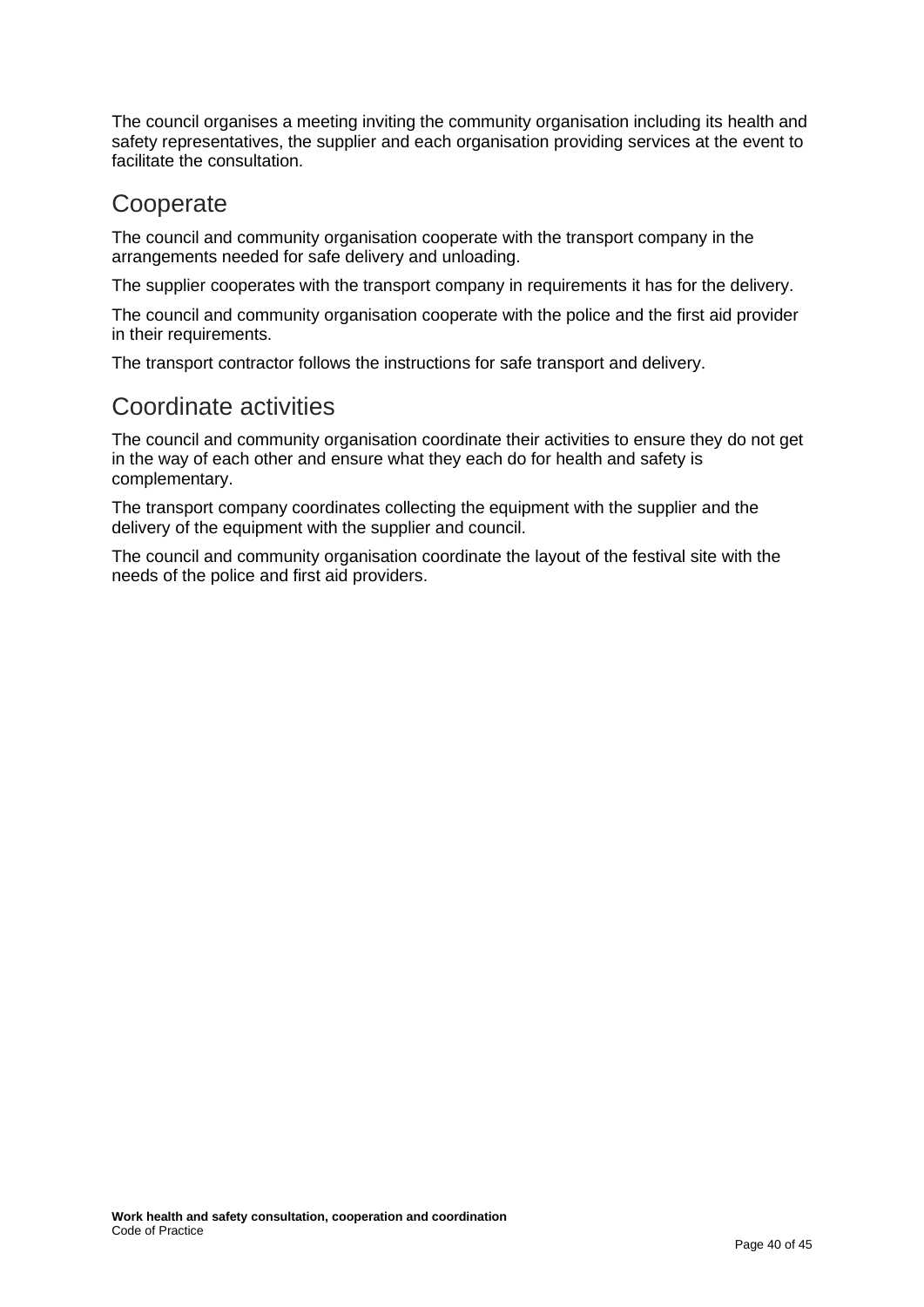The council organises a meeting inviting the community organisation including its health and safety representatives, the supplier and each organisation providing services at the event to facilitate the consultation.

## Cooperate

The council and community organisation cooperate with the transport company in the arrangements needed for safe delivery and unloading.

The supplier cooperates with the transport company in requirements it has for the delivery.

The council and community organisation cooperate with the police and the first aid provider in their requirements.

The transport contractor follows the instructions for safe transport and delivery.

## Coordinate activities

The council and community organisation coordinate their activities to ensure they do not get in the way of each other and ensure what they each do for health and safety is complementary.

The transport company coordinates collecting the equipment with the supplier and the delivery of the equipment with the supplier and council.

The council and community organisation coordinate the layout of the festival site with the needs of the police and first aid providers.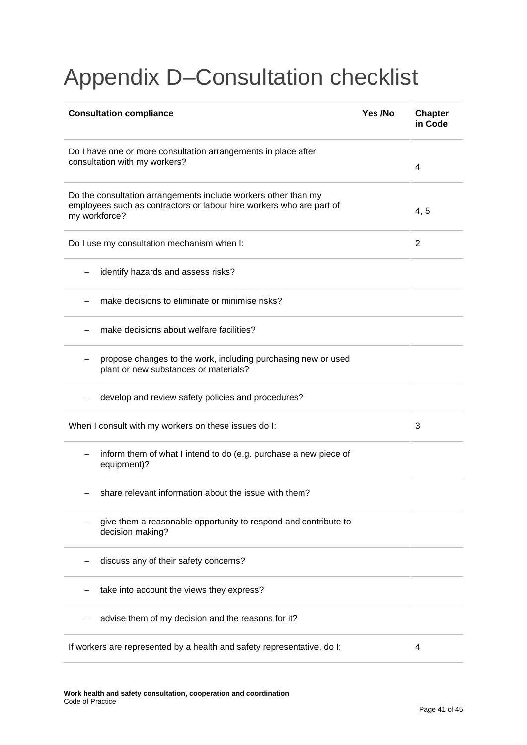# Appendix D–Consultation checklist

| Consultation compliance | Yes /No | Chapter in Code |
|---|---|---|
| Do I have one or more consultation arrangements in place after consultation with my workers? | | 4 |
| Do the consultation arrangements include workers other than my employees such as contractors or labour hire workers who are part of my workforce? | | 4, 5 |
| Do I use my consultation mechanism when I: | | 2 |
| – identify hazards and assess risks? | | |
| – make decisions to eliminate or minimise risks? | | |
| – make decisions about welfare facilities? | | |
| – propose changes to the work, including purchasing new or used plant or new substances or materials? | | |
| – develop and review safety policies and procedures? | | |
| When I consult with my workers on these issues do I: | | 3 |
| – inform them of what I intend to do (e.g. purchase a new piece of equipment)? | | |
| – share relevant information about the issue with them? | | |
| – give them a reasonable opportunity to respond and contribute to decision making? | | |
| – discuss any of their safety concerns? | | |
| – take into account the views they express? | | |
| – advise them of my decision and the reasons for it? | | |
| If workers are represented by a health and safety representative, do I: | | 4 |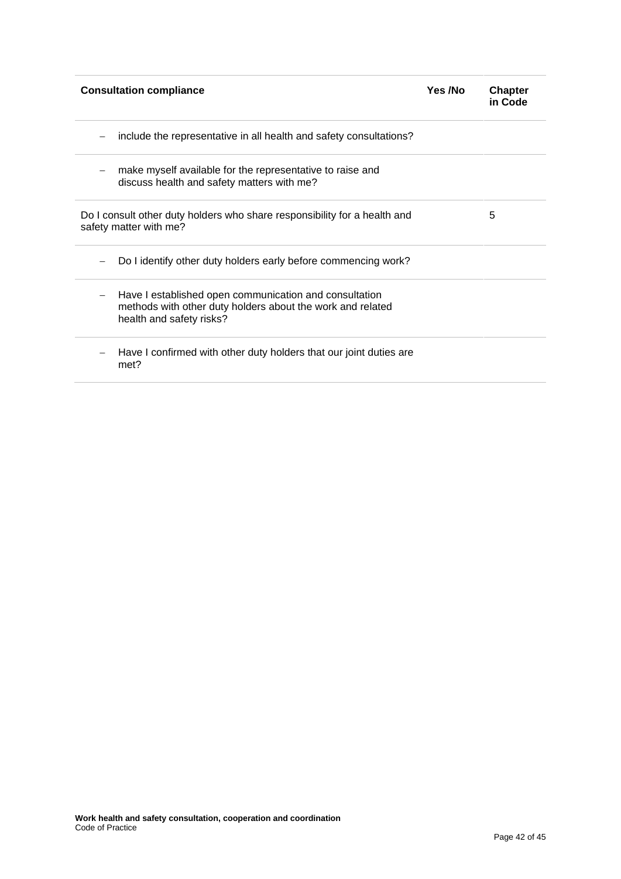| Consultation compliance | Yes /No | Chapter in Code |
|---|---|---|
| – include the representative in all health and safety consultations? | | |
| – make myself available for the representative to raise and discuss health and safety matters with me? | | |
| Do I consult other duty holders who share responsibility for a health and safety matter with me? | | 5 |
| – Do I identify other duty holders early before commencing work? | | |
| – Have I established open communication and consultation methods with other duty holders about the work and related health and safety risks? | | |
| – Have I confirmed with other duty holders that our joint duties are met? | | |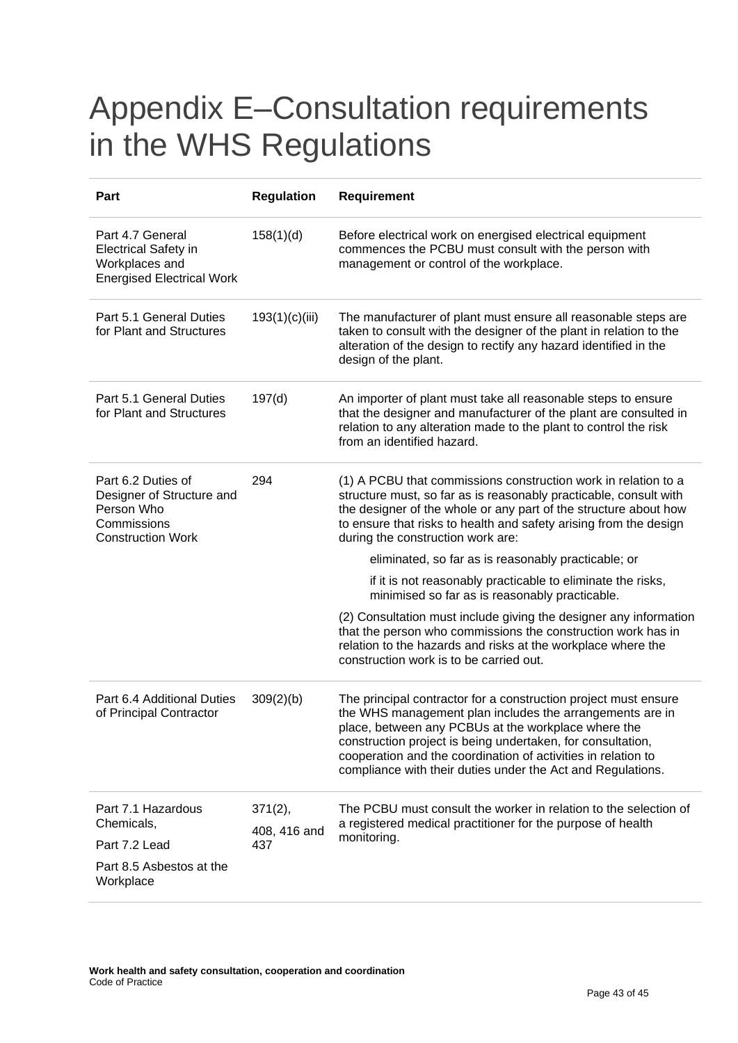# Appendix E–Consultation requirements in the WHS Regulations

| Part | Regulation | Requirement |
|---|---|---|
| Part 4.7 General Electrical Safety in Workplaces and Energised Electrical Work | 158(1)(d) | Before electrical work on energised electrical equipment commences the PCBU must consult with the person with management or control of the workplace. |
| Part 5.1 General Duties for Plant and Structures | 193(1)(c)(iii) | The manufacturer of plant must ensure all reasonable steps are taken to consult with the designer of the plant in relation to the alteration of the design to rectify any hazard identified in the design of the plant. |
| Part 5.1 General Duties for Plant and Structures | 197(d) | An importer of plant must take all reasonable steps to ensure that the designer and manufacturer of the plant are consulted in relation to any alteration made to the plant to control the risk from an identified hazard. |
| Part 6.2 Duties of Designer of Structure and Person Who Commissions Construction Work | 294 | (1) A PCBU that commissions construction work in relation to a structure must, so far as is reasonably practicable, consult with the designer of the whole or any part of the structure about how to ensure that risks to health and safety arising from the design during the construction work are: eliminated, so far as is reasonably practicable; or if it is not reasonably practicable to eliminate the risks, minimised so far as is reasonably practicable. (2) Consultation must include giving the designer any information that the person who commissions the construction work has in relation to the hazards and risks at the workplace where the construction work is to be carried out. |
| Part 6.4 Additional Duties of Principal Contractor | 309(2)(b) | The principal contractor for a construction project must ensure the WHS management plan includes the arrangements are in place, between any PCBUs at the workplace where the construction project is being undertaken, for consultation, cooperation and the coordination of activities in relation to compliance with their duties under the Act and Regulations. |
| Part 7.1 Hazardous Chemicals, Part 7.2 Lead Part 8.5 Asbestos at the Workplace | 371(2), 408, 416 and 437 | The PCBU must consult the worker in relation to the selection of a registered medical practitioner for the purpose of health monitoring. |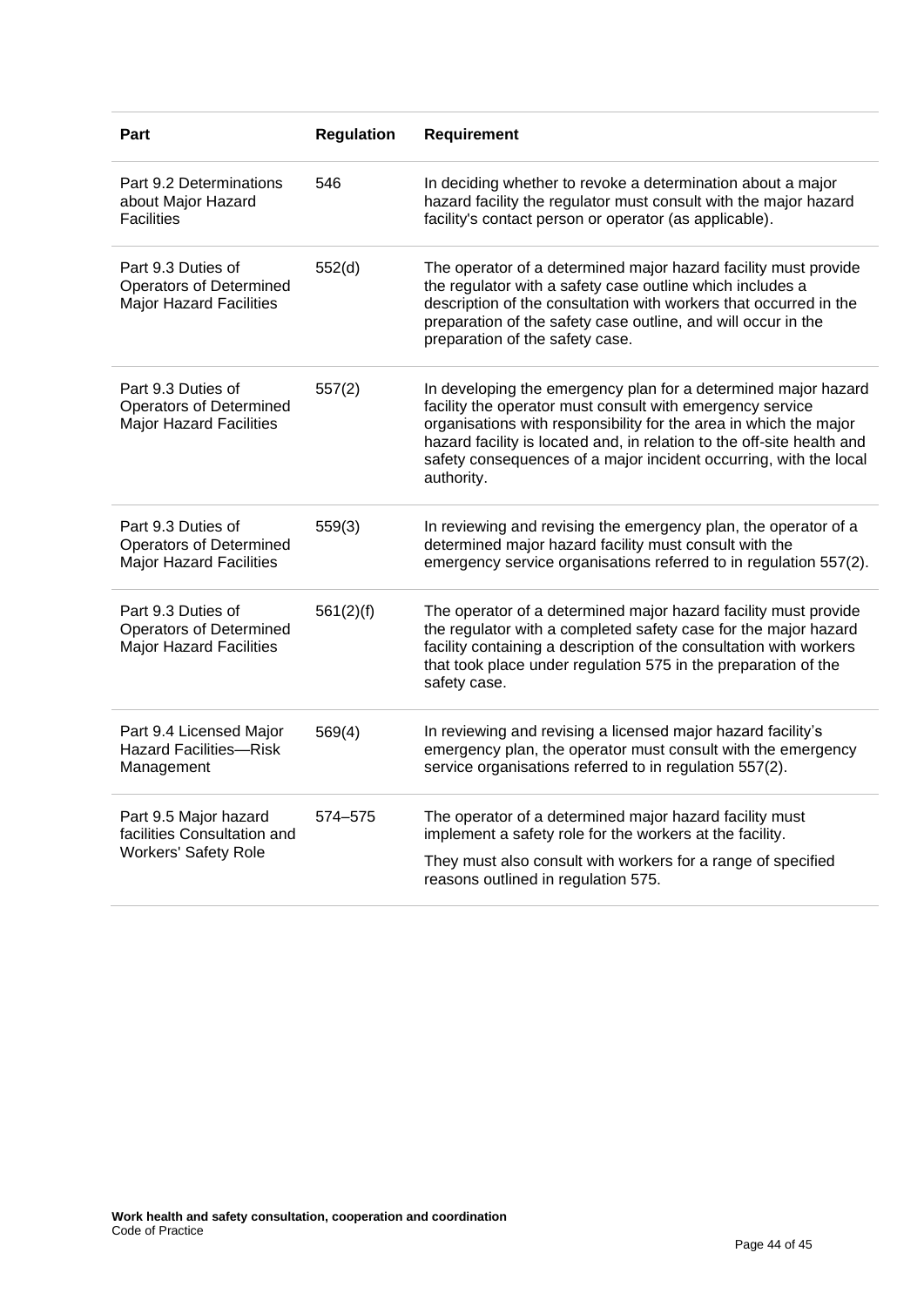| Part | Regulation | Requirement |
|---|---|---|
| Part 9.2 Determinations about Major Hazard Facilities | 546 | In deciding whether to revoke a determination about a major hazard facility the regulator must consult with the major hazard facility's contact person or operator (as applicable). |
| Part 9.3 Duties of Operators of Determined Major Hazard Facilities | 552(d) | The operator of a determined major hazard facility must provide the regulator with a safety case outline which includes a description of the consultation with workers that occurred in the preparation of the safety case outline, and will occur in the preparation of the safety case. |
| Part 9.3 Duties of Operators of Determined Major Hazard Facilities | 557(2) | In developing the emergency plan for a determined major hazard facility the operator must consult with emergency service organisations with responsibility for the area in which the major hazard facility is located and, in relation to the off-site health and safety consequences of a major incident occurring, with the local authority. |
| Part 9.3 Duties of Operators of Determined Major Hazard Facilities | 559(3) | In reviewing and revising the emergency plan, the operator of a determined major hazard facility must consult with the emergency service organisations referred to in regulation 557(2). |
| Part 9.3 Duties of Operators of Determined Major Hazard Facilities | 561(2)(f) | The operator of a determined major hazard facility must provide the regulator with a completed safety case for the major hazard facility containing a description of the consultation with workers that took place under regulation 575 in the preparation of the safety case. |
| Part 9.4 Licensed Major Hazard Facilities—Risk Management | 569(4) | In reviewing and revising a licensed major hazard facility's emergency plan, the operator must consult with the emergency service organisations referred to in regulation 557(2). |
| Part 9.5 Major hazard facilities Consultation and Workers' Safety Role | 574–575 | The operator of a determined major hazard facility must implement a safety role for the workers at the facility.<br><br>They must also consult with workers for a range of specified reasons outlined in regulation 575. |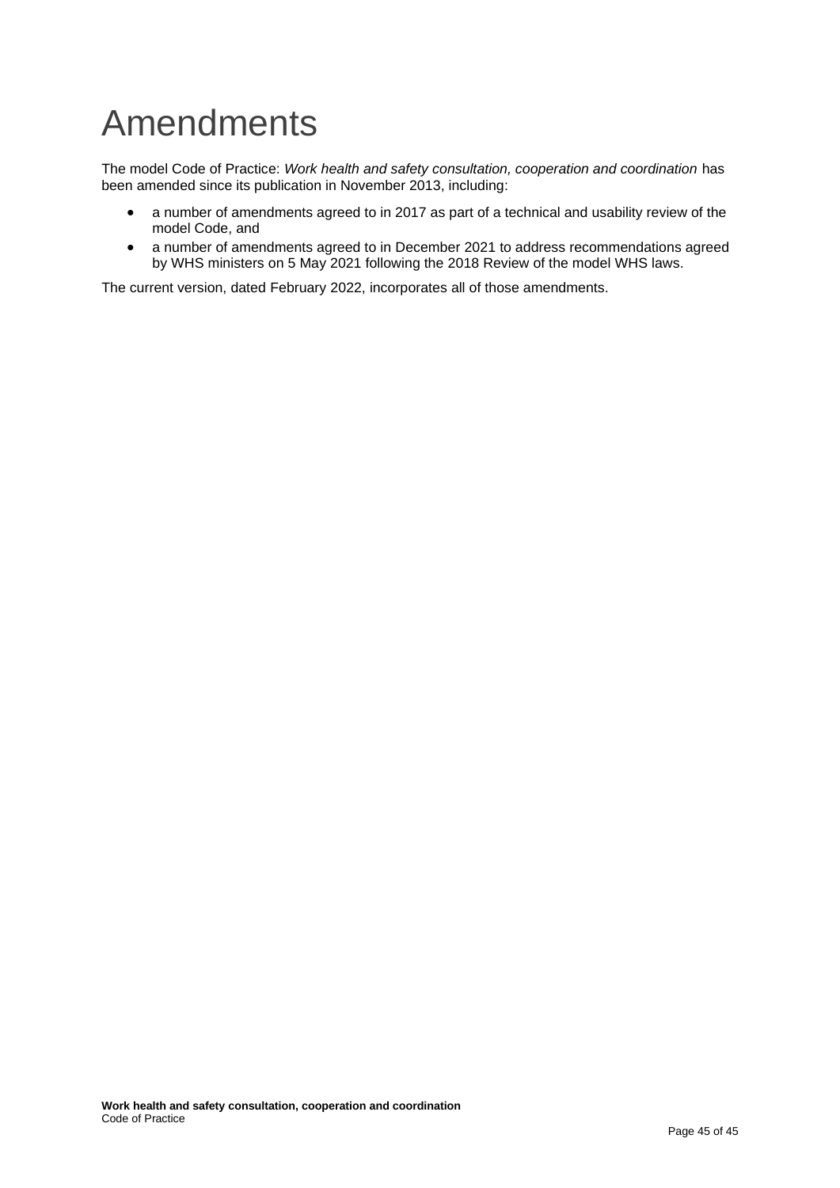# Amendments

The model Code of Practice: *Work health and safety consultation, cooperation and coordination* has been amended since its publication in November 2013, including:

- a number of amendments agreed to in 2017 as part of a technical and usability review of the model Code, and
- a number of amendments agreed to in December 2021 to address recommendations agreed by WHS ministers on 5 May 2021 following the 2018 Review of the model WHS laws.

The current version, dated February 2022, incorporates all of those amendments.